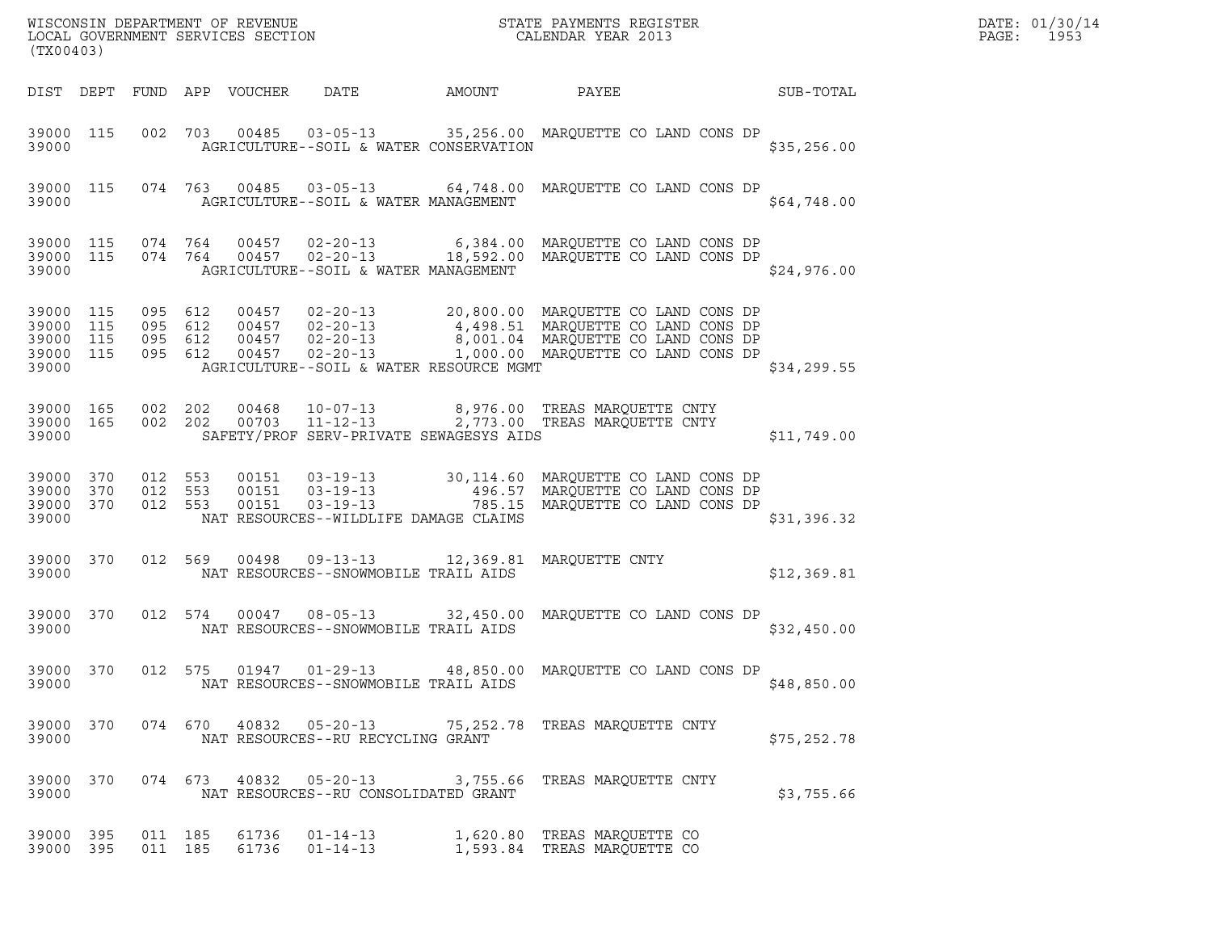WISCONSIN DEPARTMENT OF REVENUE
LOCAL GOVERNMENT SERVICES SECTION
(TX00403)

STATE PAYMENTS REGISTER
CALENDAR YEAR 2013

DATE: 01/30/14

| DIST | DEPT | FUND | APP | VOUCHER | DATE | AMOUNT | PAYEE | SUB-TOTAL |
|---|---|---|---|---|---|---|---|---|
| 39000 | 115 | 002 | 703 | 00485 | 03-05-13 | 35,256.00 | MARQUETTE CO LAND CONS DP | |
| 39000 | | | | | AGRICULTURE--SOIL & WATER CONSERVATION | | | $35,256.00 |
| 39000 | 115 | 074 | 763 | 00485 | 03-05-13 | 64,748.00 | MARQUETTE CO LAND CONS DP | |
| 39000 | | | | | AGRICULTURE--SOIL & WATER MANAGEMENT | | | $64,748.00 |
| 39000 | 115 | 074 | 764 | 00457 | 02-20-13 | 6,384.00 | MARQUETTE CO LAND CONS DP | |
| 39000 | 115 | 074 | 764 | 00457 | 02-20-13 | 18,592.00 | MARQUETTE CO LAND CONS DP | |
| 39000 | | | | | AGRICULTURE--SOIL & WATER MANAGEMENT | | | $24,976.00 |
| 39000 | 115 | 095 | 612 | 00457 | 02-20-13 | 20,800.00 | MARQUETTE CO LAND CONS DP | |
| 39000 | 115 | 095 | 612 | 00457 | 02-20-13 | 4,498.51 | MARQUETTE CO LAND CONS DP | |
| 39000 | 115 | 095 | 612 | 00457 | 02-20-13 | 8,001.04 | MARQUETTE CO LAND CONS DP | |
| 39000 | 115 | 095 | 612 | 00457 | 02-20-13 | 1,000.00 | MARQUETTE CO LAND CONS DP | |
| 39000 | | | | | AGRICULTURE--SOIL & WATER RESOURCE MGMT | | | $34,299.55 |
| 39000 | 165 | 002 | 202 | 00468 | 10-07-13 | 8,976.00 | TREAS MARQUETTE CNTY | |
| 39000 | 165 | 002 | 202 | 00703 | 11-12-13 | 2,773.00 | TREAS MARQUETTE CNTY | |
| 39000 | | | | | SAFETY/PROF SERV-PRIVATE SEWAGESYS AIDS | | | $11,749.00 |
| 39000 | 370 | 012 | 553 | 00151 | 03-19-13 | 30,114.60 | MARQUETTE CO LAND CONS DP | |
| 39000 | 370 | 012 | 553 | 00151 | 03-19-13 | 496.57 | MARQUETTE CO LAND CONS DP | |
| 39000 | 370 | 012 | 553 | 00151 | 03-19-13 | 785.15 | MARQUETTE CO LAND CONS DP | |
| 39000 | | | | | NAT RESOURCES--WILDLIFE DAMAGE CLAIMS | | | $31,396.32 |
| 39000 | 370 | 012 | 569 | 00498 | 09-13-13 | 12,369.81 | MARQUETTE CNTY | |
| 39000 | | | | | NAT RESOURCES--SNOWMOBILE TRAIL AIDS | | | $12,369.81 |
| 39000 | 370 | 012 | 574 | 00047 | 08-05-13 | 32,450.00 | MARQUETTE CO LAND CONS DP | |
| 39000 | | | | | NAT RESOURCES--SNOWMOBILE TRAIL AIDS | | | $32,450.00 |
| 39000 | 370 | 012 | 575 | 01947 | 01-29-13 | 48,850.00 | MARQUETTE CO LAND CONS DP | |
| 39000 | | | | | NAT RESOURCES--SNOWMOBILE TRAIL AIDS | | | $48,850.00 |
| 39000 | 370 | 074 | 670 | 40832 | 05-20-13 | 75,252.78 | TREAS MARQUETTE CNTY | |
| 39000 | | | | | NAT RESOURCES--RU RECYCLING GRANT | | | $75,252.78 |
| 39000 | 370 | 074 | 673 | 40832 | 05-20-13 | 3,755.66 | TREAS MARQUETTE CNTY | |
| 39000 | | | | | NAT RESOURCES--RU CONSOLIDATED GRANT | | | $3,755.66 |
| 39000 | 395 | 011 | 185 | 61736 | 01-14-13 | 1,620.80 | TREAS MARQUETTE CO | |
| 39000 | 395 | 011 | 185 | 61736 | 01-14-13 | 1,593.84 | TREAS MARQUETTE CO | |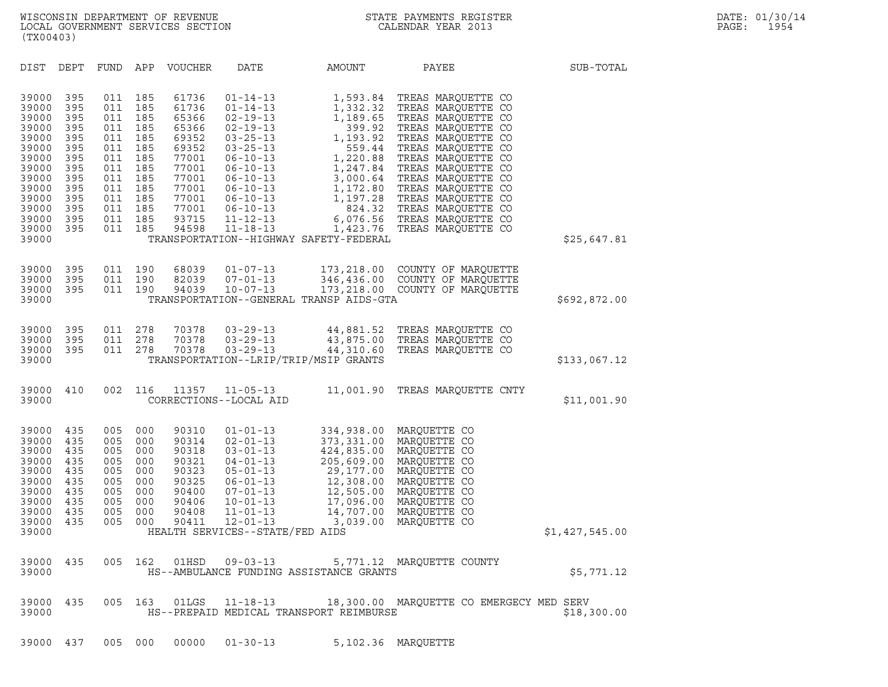WISCONSIN DEPARTMENT OF REVENUE
LOCAL GOVERNMENT SERVICES SECTION
(TX00403)

STATE PAYMENTS REGISTER
CALENDAR YEAR 2013

| DIST | DEPT | FUND | APP | VOUCHER | DATE | AMOUNT | PAYEE | SUB-TOTAL |
|---|---|---|---|---|---|---|---|---|
| 39000 | 395 | 011 | 185 | 61736 | 01-14-13 | 1,593.84 | TREAS MARQUETTE CO | |
| 39000 | 395 | 011 | 185 | 61736 | 01-14-13 | 1,332.32 | TREAS MARQUETTE CO | |
| 39000 | 395 | 011 | 185 | 65366 | 02-19-13 | 1,189.65 | TREAS MARQUETTE CO | |
| 39000 | 395 | 011 | 185 | 65366 | 02-19-13 | 399.92 | TREAS MARQUETTE CO | |
| 39000 | 395 | 011 | 185 | 69352 | 03-25-13 | 1,193.92 | TREAS MARQUETTE CO | |
| 39000 | 395 | 011 | 185 | 69352 | 03-25-13 | 559.44 | TREAS MARQUETTE CO | |
| 39000 | 395 | 011 | 185 | 77001 | 06-10-13 | 1,220.88 | TREAS MARQUETTE CO | |
| 39000 | 395 | 011 | 185 | 77001 | 06-10-13 | 1,247.84 | TREAS MARQUETTE CO | |
| 39000 | 395 | 011 | 185 | 77001 | 06-10-13 | 3,000.64 | TREAS MARQUETTE CO | |
| 39000 | 395 | 011 | 185 | 77001 | 06-10-13 | 1,172.80 | TREAS MARQUETTE CO | |
| 39000 | 395 | 011 | 185 | 77001 | 06-10-13 | 1,197.28 | TREAS MARQUETTE CO | |
| 39000 | 395 | 011 | 185 | 77001 | 06-10-13 | 824.32 | TREAS MARQUETTE CO | |
| 39000 | 395 | 011 | 185 | 93715 | 11-12-13 | 6,076.56 | TREAS MARQUETTE CO | |
| 39000 | 395 | 011 | 185 | 94598 | 11-18-13 | 1,423.76 | TREAS MARQUETTE CO | |
| 39000 | | | | | TRANSPORTATION--HIGHWAY SAFETY-FEDERAL | | | $25,647.81 |
| 39000 | 395 | 011 | 190 | 68039 | 01-07-13 | 173,218.00 | COUNTY OF MARQUETTE | |
| 39000 | 395 | 011 | 190 | 82039 | 07-01-13 | 346,436.00 | COUNTY OF MARQUETTE | |
| 39000 | 395 | 011 | 190 | 94039 | 10-07-13 | 173,218.00 | COUNTY OF MARQUETTE | |
| 39000 | | | | | TRANSPORTATION--GENERAL TRANSP AIDS-GTA | | | $692,872.00 |
| 39000 | 395 | 011 | 278 | 70378 | 03-29-13 | 44,881.52 | TREAS MARQUETTE CO | |
| 39000 | 395 | 011 | 278 | 70378 | 03-29-13 | 43,875.00 | TREAS MARQUETTE CO | |
| 39000 | 395 | 011 | 278 | 70378 | 03-29-13 | 44,310.60 | TREAS MARQUETTE CO | |
| 39000 | | | | | TRANSPORTATION--LRIP/TRIP/MSIP GRANTS | | | $133,067.12 |
| 39000 | 410 | 002 | 116 | 11357 | 11-05-13 | 11,001.90 | TREAS MARQUETTE CNTY | |
| 39000 | | | | | CORRECTIONS--LOCAL AID | | | $11,001.90 |
| 39000 | 435 | 005 | 000 | 90310 | 01-01-13 | 334,938.00 | MARQUETTE CO | |
| 39000 | 435 | 005 | 000 | 90314 | 02-01-13 | 373,331.00 | MARQUETTE CO | |
| 39000 | 435 | 005 | 000 | 90318 | 03-01-13 | 424,835.00 | MARQUETTE CO | |
| 39000 | 435 | 005 | 000 | 90321 | 04-01-13 | 205,609.00 | MARQUETTE CO | |
| 39000 | 435 | 005 | 000 | 90323 | 05-01-13 | 29,177.00 | MARQUETTE CO | |
| 39000 | 435 | 005 | 000 | 90325 | 06-01-13 | 12,308.00 | MARQUETTE CO | |
| 39000 | 435 | 005 | 000 | 90400 | 07-01-13 | 12,505.00 | MARQUETTE CO | |
| 39000 | 435 | 005 | 000 | 90406 | 10-01-13 | 17,096.00 | MARQUETTE CO | |
| 39000 | 435 | 005 | 000 | 90408 | 11-01-13 | 14,707.00 | MARQUETTE CO | |
| 39000 | 435 | 005 | 000 | 90411 | 12-01-13 | 3,039.00 | MARQUETTE CO | |
| 39000 | | | | | HEALTH SERVICES--STATE/FED AIDS | | | $1,427,545.00 |
| 39000 | 435 | 005 | 162 | 01HSD | 09-03-13 | 5,771.12 | MARQUETTE COUNTY | |
| 39000 | | | | | HS--AMBULANCE FUNDING ASSISTANCE GRANTS | | | $5,771.12 |
| 39000 | 435 | 005 | 163 | 01LGS | 11-18-13 | 18,300.00 | MARQUETTE CO EMERGECY MED SERV | |
| 39000 | | | | | HS--PREPAID MEDICAL TRANSPORT REIMBURSE | | | $18,300.00 |
| 39000 | 437 | 005 | 000 | 00000 | 01-30-13 | 5,102.36 | MARQUETTE | |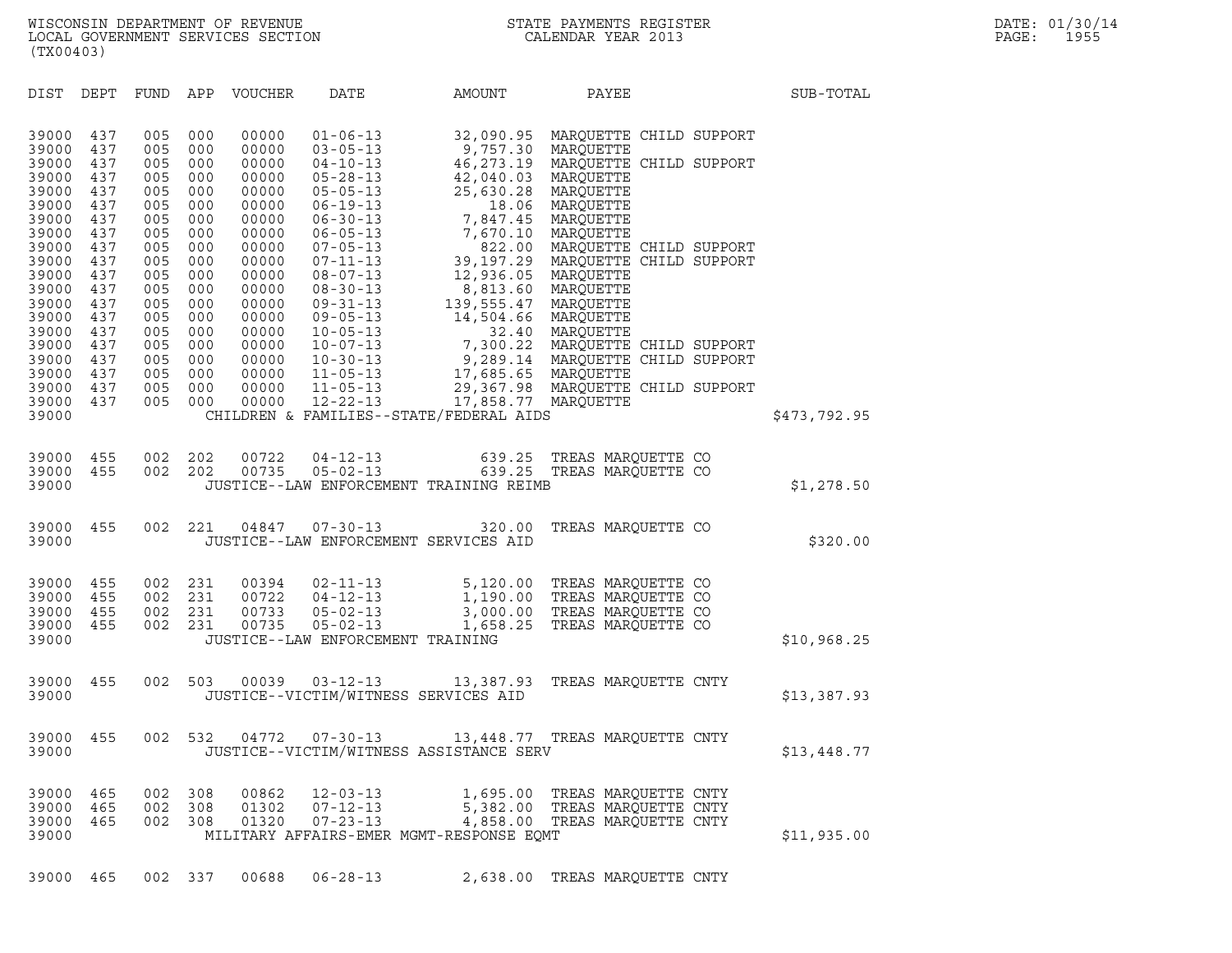WISCONSIN DEPARTMENT OF REVENUE
LOCAL GOVERNMENT SERVICES SECTION
(TX00403)

STATE PAYMENTS REGISTER
CALENDAR YEAR 2013

DATE: 01/30/14
PAGE: 1955

| DIST | DEPT | FUND | APP | VOUCHER | DATE | AMOUNT | PAYEE | SUB-TOTAL |
|---|---|---|---|---|---|---|---|---|
| 39000 | 437 | 005 | 000 | 00000 | 01-06-13 | 32,090.95 | MARQUETTE CHILD SUPPORT | |
| 39000 | 437 | 005 | 000 | 00000 | 03-05-13 | 9,757.30 | MARQUETTE | |
| 39000 | 437 | 005 | 000 | 00000 | 04-10-13 | 46,273.19 | MARQUETTE CHILD SUPPORT | |
| 39000 | 437 | 005 | 000 | 00000 | 05-28-13 | 42,040.03 | MARQUETTE | |
| 39000 | 437 | 005 | 000 | 00000 | 05-05-13 | 25,630.28 | MARQUETTE | |
| 39000 | 437 | 005 | 000 | 00000 | 06-19-13 | 18.06 | MARQUETTE | |
| 39000 | 437 | 005 | 000 | 00000 | 06-30-13 | 7,847.45 | MARQUETTE | |
| 39000 | 437 | 005 | 000 | 00000 | 06-05-13 | 7,670.10 | MARQUETTE | |
| 39000 | 437 | 005 | 000 | 00000 | 07-05-13 | 822.00 | MARQUETTE CHILD SUPPORT | |
| 39000 | 437 | 005 | 000 | 00000 | 07-11-13 | 39,197.29 | MARQUETTE CHILD SUPPORT | |
| 39000 | 437 | 005 | 000 | 00000 | 08-07-13 | 12,936.05 | MARQUETTE | |
| 39000 | 437 | 005 | 000 | 00000 | 08-30-13 | 8,813.60 | MARQUETTE | |
| 39000 | 437 | 005 | 000 | 00000 | 09-31-13 | 139,555.47 | MARQUETTE | |
| 39000 | 437 | 005 | 000 | 00000 | 09-05-13 | 14,504.66 | MARQUETTE | |
| 39000 | 437 | 005 | 000 | 00000 | 10-05-13 | 32.40 | MARQUETTE | |
| 39000 | 437 | 005 | 000 | 00000 | 10-07-13 | 7,300.22 | MARQUETTE CHILD SUPPORT | |
| 39000 | 437 | 005 | 000 | 00000 | 10-30-13 | 9,289.14 | MARQUETTE CHILD SUPPORT | |
| 39000 | 437 | 005 | 000 | 00000 | 11-05-13 | 17,685.65 | MARQUETTE | |
| 39000 | 437 | 005 | 000 | 00000 | 11-05-13 | 29,367.98 | MARQUETTE CHILD SUPPORT | |
| 39000 | 437 | 005 | 000 | 00000 | 12-22-13 | 17,858.77 | MARQUETTE | |
| 39000 | | | | CHILDREN & FAMILIES--STATE/FEDERAL AIDS | | | | $473,792.95 |
| 39000 | 455 | 002 | 202 | 00722 | 04-12-13 | 639.25 | TREAS MARQUETTE CO | |
| 39000 | 455 | 002 | 202 | 00735 | 05-02-13 | 639.25 | TREAS MARQUETTE CO | |
| 39000 | | | | JUSTICE--LAW ENFORCEMENT TRAINING REIMB | | | | $1,278.50 |
| 39000 | 455 | 002 | 221 | 04847 | 07-30-13 | 320.00 | TREAS MARQUETTE CO | |
| 39000 | | | | JUSTICE--LAW ENFORCEMENT SERVICES AID | | | | $320.00 |
| 39000 | 455 | 002 | 231 | 00394 | 02-11-13 | 5,120.00 | TREAS MARQUETTE CO | |
| 39000 | 455 | 002 | 231 | 00722 | 04-12-13 | 1,190.00 | TREAS MARQUETTE CO | |
| 39000 | 455 | 002 | 231 | 00733 | 05-02-13 | 3,000.00 | TREAS MARQUETTE CO | |
| 39000 | 455 | 002 | 231 | 00735 | 05-02-13 | 1,658.25 | TREAS MARQUETTE CO | |
| 39000 | | | | JUSTICE--LAW ENFORCEMENT TRAINING | | | | $10,968.25 |
| 39000 | 455 | 002 | 503 | 00039 | 03-12-13 | 13,387.93 | TREAS MARQUETTE CNTY | |
| 39000 | | | | JUSTICE--VICTIM/WITNESS SERVICES AID | | | | $13,387.93 |
| 39000 | 455 | 002 | 532 | 04772 | 07-30-13 | 13,448.77 | TREAS MARQUETTE CNTY | |
| 39000 | | | | JUSTICE--VICTIM/WITNESS ASSISTANCE SERV | | | | $13,448.77 |
| 39000 | 465 | 002 | 308 | 00862 | 12-03-13 | 1,695.00 | TREAS MARQUETTE CNTY | |
| 39000 | 465 | 002 | 308 | 01302 | 07-12-13 | 5,382.00 | TREAS MARQUETTE CNTY | |
| 39000 | 465 | 002 | 308 | 01320 | 07-23-13 | 4,858.00 | TREAS MARQUETTE CNTY | |
| 39000 | | | | MILITARY AFFAIRS-EMER MGMT-RESPONSE EQMT | | | | $11,935.00 |
| 39000 | 465 | 002 | 337 | 00688 | 06-28-13 | 2,638.00 | TREAS MARQUETTE CNTY | |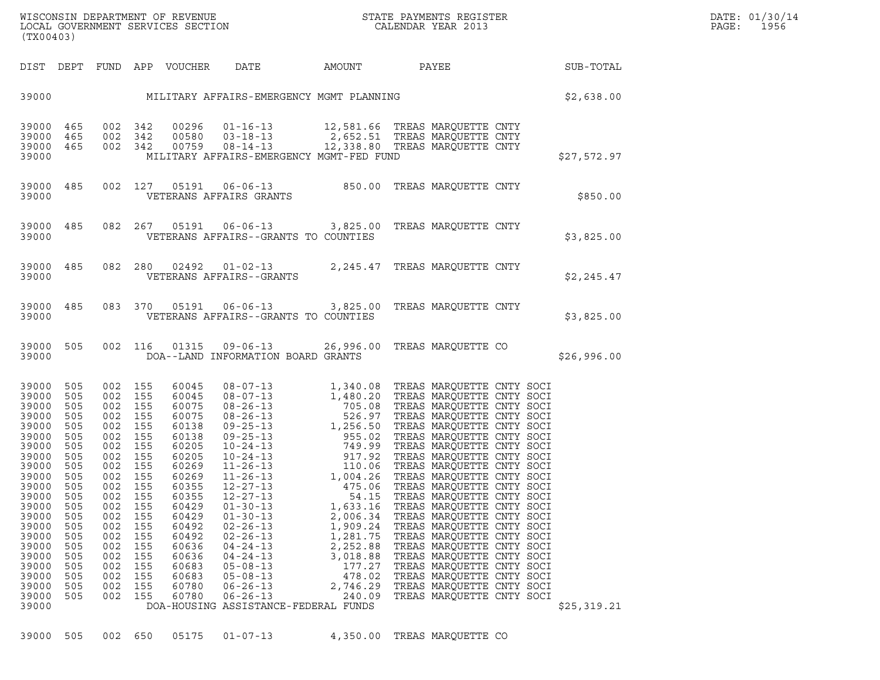WISCONSIN DEPARTMENT OF REVENUE
LOCAL GOVERNMENT SERVICES SECTION
(TX00403)

STATE PAYMENTS REGISTER
CALENDAR YEAR 2013

| DIST | DEPT | FUND | APP | VOUCHER | DATE | AMOUNT | PAYEE | SUB-TOTAL |
|---|---|---|---|---|---|---|---|---|
| 39000 | | | | | MILITARY AFFAIRS-EMERGENCY MGMT PLANNING | | | $2,638.00 |
| 39000 | 465 | 002 | 342 | 00296 | 01-16-13 | 12,581.66 | TREAS MARQUETTE CNTY | |
| 39000 | 465 | 002 | 342 | 00580 | 03-18-13 | 2,652.51 | TREAS MARQUETTE CNTY | |
| 39000 | 465 | 002 | 342 | 00759 | 08-14-13 | 12,338.80 | TREAS MARQUETTE CNTY | |
| 39000 | | | | | MILITARY AFFAIRS-EMERGENCY MGMT-FED FUND | | | $27,572.97 |
| 39000 | 485 | 002 | 127 | 05191 | 06-06-13 | 850.00 | TREAS MARQUETTE CNTY | |
| 39000 | | | | | VETERANS AFFAIRS GRANTS | | | $850.00 |
| 39000 | 485 | 082 | 267 | 05191 | 06-06-13 | 3,825.00 | TREAS MARQUETTE CNTY | |
| 39000 | | | | | VETERANS AFFAIRS--GRANTS TO COUNTIES | | | $3,825.00 |
| 39000 | 485 | 082 | 280 | 02492 | 01-02-13 | 2,245.47 | TREAS MARQUETTE CNTY | |
| 39000 | | | | | VETERANS AFFAIRS--GRANTS | | | $2,245.47 |
| 39000 | 485 | 083 | 370 | 05191 | 06-06-13 | 3,825.00 | TREAS MARQUETTE CNTY | |
| 39000 | | | | | VETERANS AFFAIRS--GRANTS TO COUNTIES | | | $3,825.00 |
| 39000 | 505 | 002 | 116 | 01315 | 09-06-13 | 26,996.00 | TREAS MARQUETTE CO | |
| 39000 | | | | | DOA--LAND INFORMATION BOARD GRANTS | | | $26,996.00 |
| 39000 | 505 | 002 | 155 | 60045 | 08-07-13 | 1,340.08 | TREAS MARQUETTE CNTY SOCI | |
| 39000 | 505 | 002 | 155 | 60045 | 08-07-13 | 1,480.20 | TREAS MARQUETTE CNTY SOCI | |
| 39000 | 505 | 002 | 155 | 60075 | 08-26-13 | 705.08 | TREAS MARQUETTE CNTY SOCI | |
| 39000 | 505 | 002 | 155 | 60075 | 08-26-13 | 526.97 | TREAS MARQUETTE CNTY SOCI | |
| 39000 | 505 | 002 | 155 | 60138 | 09-25-13 | 1,256.50 | TREAS MARQUETTE CNTY SOCI | |
| 39000 | 505 | 002 | 155 | 60138 | 09-25-13 | 955.02 | TREAS MARQUETTE CNTY SOCI | |
| 39000 | 505 | 002 | 155 | 60205 | 10-24-13 | 749.99 | TREAS MARQUETTE CNTY SOCI | |
| 39000 | 505 | 002 | 155 | 60205 | 10-24-13 | 917.92 | TREAS MARQUETTE CNTY SOCI | |
| 39000 | 505 | 002 | 155 | 60269 | 11-26-13 | 110.06 | TREAS MARQUETTE CNTY SOCI | |
| 39000 | 505 | 002 | 155 | 60269 | 11-26-13 | 1,004.26 | TREAS MARQUETTE CNTY SOCI | |
| 39000 | 505 | 002 | 155 | 60355 | 12-27-13 | 475.06 | TREAS MARQUETTE CNTY SOCI | |
| 39000 | 505 | 002 | 155 | 60355 | 12-27-13 | 54.15 | TREAS MARQUETTE CNTY SOCI | |
| 39000 | 505 | 002 | 155 | 60429 | 01-30-13 | 1,633.16 | TREAS MARQUETTE CNTY SOCI | |
| 39000 | 505 | 002 | 155 | 60429 | 01-30-13 | 2,006.34 | TREAS MARQUETTE CNTY SOCI | |
| 39000 | 505 | 002 | 155 | 60492 | 02-26-13 | 1,909.24 | TREAS MARQUETTE CNTY SOCI | |
| 39000 | 505 | 002 | 155 | 60492 | 02-26-13 | 1,281.75 | TREAS MARQUETTE CNTY SOCI | |
| 39000 | 505 | 002 | 155 | 60636 | 04-24-13 | 2,252.88 | TREAS MARQUETTE CNTY SOCI | |
| 39000 | 505 | 002 | 155 | 60636 | 04-24-13 | 3,018.88 | TREAS MARQUETTE CNTY SOCI | |
| 39000 | 505 | 002 | 155 | 60683 | 05-08-13 | 177.27 | TREAS MARQUETTE CNTY SOCI | |
| 39000 | 505 | 002 | 155 | 60683 | 05-08-13 | 478.02 | TREAS MARQUETTE CNTY SOCI | |
| 39000 | 505 | 002 | 155 | 60780 | 06-26-13 | 2,746.29 | TREAS MARQUETTE CNTY SOCI | |
| 39000 | 505 | 002 | 155 | 60780 | 06-26-13 | 240.09 | TREAS MARQUETTE CNTY SOCI | |
| 39000 | | | | | DOA-HOUSING ASSISTANCE-FEDERAL FUNDS | | | $25,319.21 |
| 39000 | 505 | 002 | 650 | 05175 | 01-07-13 | 4,350.00 | TREAS MARQUETTE CO | |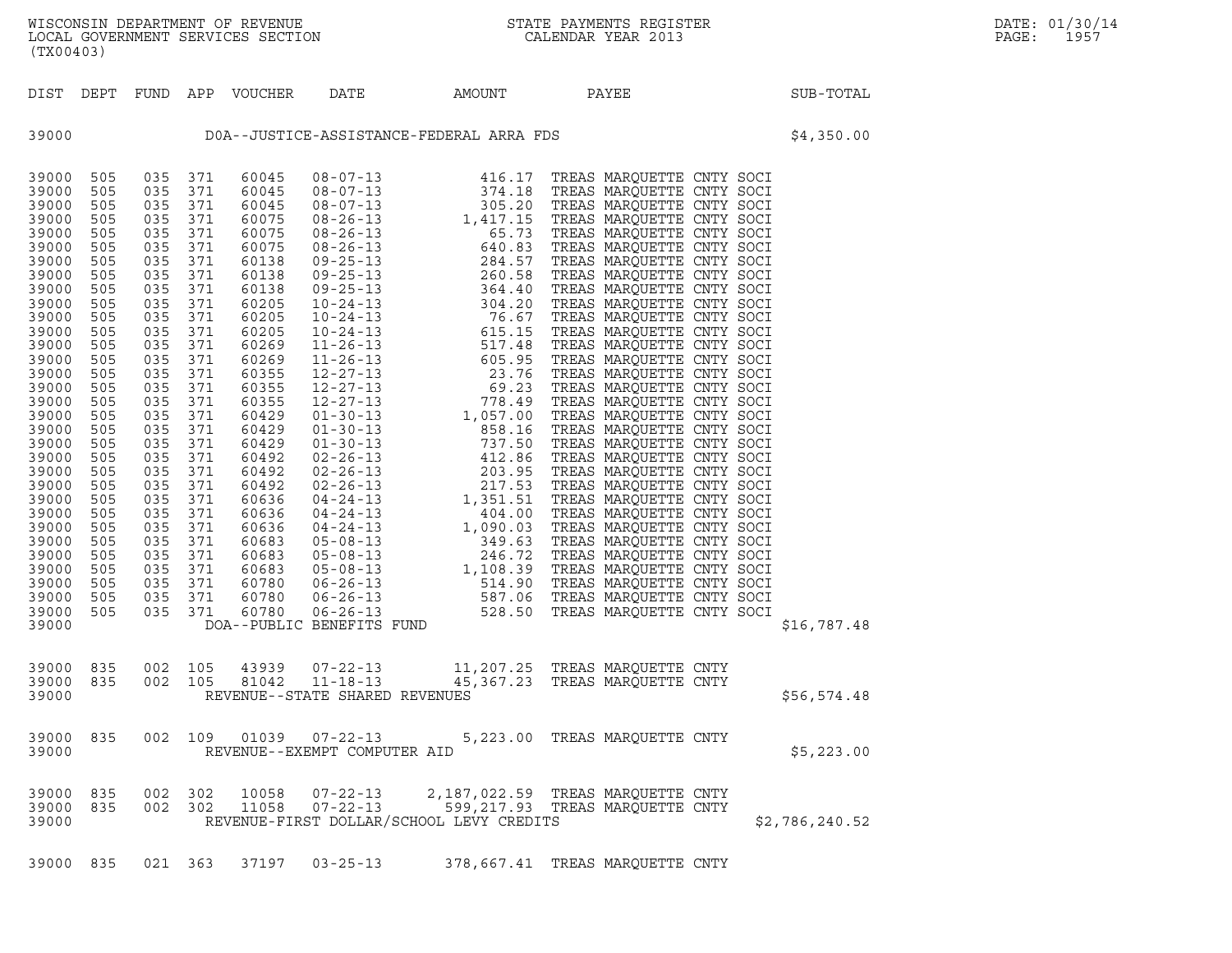| DIST | DEPT | FUND | APP | VOUCHER | DATE | AMOUNT | PAYEE | SUB-TOTAL |
|---|---|---|---|---|---|---|---|---|
| 39000 | | | | | DOA--JUSTICE-ASSISTANCE-FEDERAL ARRA FDS | | | $4,350.00 |
| 39000 | 505 | 035 | 371 | 60045 | 08-07-13 | 416.17 | TREAS MARQUETTE CNTY SOCI | |
| 39000 | 505 | 035 | 371 | 60045 | 08-07-13 | 374.18 | TREAS MARQUETTE CNTY SOCI | |
| 39000 | 505 | 035 | 371 | 60045 | 08-07-13 | 305.20 | TREAS MARQUETTE CNTY SOCI | |
| 39000 | 505 | 035 | 371 | 60075 | 08-26-13 | 1,417.15 | TREAS MARQUETTE CNTY SOCI | |
| 39000 | 505 | 035 | 371 | 60075 | 08-26-13 | 65.73 | TREAS MARQUETTE CNTY SOCI | |
| 39000 | 505 | 035 | 371 | 60075 | 08-26-13 | 640.83 | TREAS MARQUETTE CNTY SOCI | |
| 39000 | 505 | 035 | 371 | 60138 | 09-25-13 | 284.57 | TREAS MARQUETTE CNTY SOCI | |
| 39000 | 505 | 035 | 371 | 60138 | 09-25-13 | 260.58 | TREAS MARQUETTE CNTY SOCI | |
| 39000 | 505 | 035 | 371 | 60138 | 09-25-13 | 364.40 | TREAS MARQUETTE CNTY SOCI | |
| 39000 | 505 | 035 | 371 | 60205 | 10-24-13 | 304.20 | TREAS MARQUETTE CNTY SOCI | |
| 39000 | 505 | 035 | 371 | 60205 | 10-24-13 | 76.67 | TREAS MARQUETTE CNTY SOCI | |
| 39000 | 505 | 035 | 371 | 60205 | 10-24-13 | 615.15 | TREAS MARQUETTE CNTY SOCI | |
| 39000 | 505 | 035 | 371 | 60269 | 11-26-13 | 517.48 | TREAS MARQUETTE CNTY SOCI | |
| 39000 | 505 | 035 | 371 | 60269 | 11-26-13 | 605.95 | TREAS MARQUETTE CNTY SOCI | |
| 39000 | 505 | 035 | 371 | 60355 | 12-27-13 | 23.76 | TREAS MARQUETTE CNTY SOCI | |
| 39000 | 505 | 035 | 371 | 60355 | 12-27-13 | 69.23 | TREAS MARQUETTE CNTY SOCI | |
| 39000 | 505 | 035 | 371 | 60355 | 12-27-13 | 778.49 | TREAS MARQUETTE CNTY SOCI | |
| 39000 | 505 | 035 | 371 | 60429 | 01-30-13 | 1,057.00 | TREAS MARQUETTE CNTY SOCI | |
| 39000 | 505 | 035 | 371 | 60429 | 01-30-13 | 858.16 | TREAS MARQUETTE CNTY SOCI | |
| 39000 | 505 | 035 | 371 | 60429 | 01-30-13 | 737.50 | TREAS MARQUETTE CNTY SOCI | |
| 39000 | 505 | 035 | 371 | 60492 | 02-26-13 | 412.86 | TREAS MARQUETTE CNTY SOCI | |
| 39000 | 505 | 035 | 371 | 60492 | 02-26-13 | 203.95 | TREAS MARQUETTE CNTY SOCI | |
| 39000 | 505 | 035 | 371 | 60492 | 02-26-13 | 217.53 | TREAS MARQUETTE CNTY SOCI | |
| 39000 | 505 | 035 | 371 | 60636 | 04-24-13 | 1,351.51 | TREAS MARQUETTE CNTY SOCI | |
| 39000 | 505 | 035 | 371 | 60636 | 04-24-13 | 404.00 | TREAS MARQUETTE CNTY SOCI | |
| 39000 | 505 | 035 | 371 | 60636 | 04-24-13 | 1,090.03 | TREAS MARQUETTE CNTY SOCI | |
| 39000 | 505 | 035 | 371 | 60683 | 05-08-13 | 349.63 | TREAS MARQUETTE CNTY SOCI | |
| 39000 | 505 | 035 | 371 | 60683 | 05-08-13 | 246.72 | TREAS MARQUETTE CNTY SOCI | |
| 39000 | 505 | 035 | 371 | 60683 | 05-08-13 | 1,108.39 | TREAS MARQUETTE CNTY SOCI | |
| 39000 | 505 | 035 | 371 | 60780 | 06-26-13 | 514.90 | TREAS MARQUETTE CNTY SOCI | |
| 39000 | 505 | 035 | 371 | 60780 | 06-26-13 | 587.06 | TREAS MARQUETTE CNTY SOCI | |
| 39000 | 505 | 035 | 371 | 60780 | 06-26-13 | 528.50 | TREAS MARQUETTE CNTY SOCI | |
| 39000 | | | | | DOA--PUBLIC BENEFITS FUND | | | $16,787.48 |
| 39000 | 835 | 002 | 105 | 43939 | 07-22-13 | 11,207.25 | TREAS MARQUETTE CNTY | |
| 39000 | 835 | 002 | 105 | 81042 | 11-18-13 | 45,367.23 | TREAS MARQUETTE CNTY | |
| 39000 | | | | | REVENUE--STATE SHARED REVENUES | | | $56,574.48 |
| 39000 | 835 | 002 | 109 | 01039 | 07-22-13 | 5,223.00 | TREAS MARQUETTE CNTY | |
| 39000 | | | | | REVENUE--EXEMPT COMPUTER AID | | | $5,223.00 |
| 39000 | 835 | 002 | 302 | 10058 | 07-22-13 | 2,187,022.59 | TREAS MARQUETTE CNTY | |
| 39000 | 835 | 002 | 302 | 11058 | 07-22-13 | 599,217.93 | TREAS MARQUETTE CNTY | |
| 39000 | | | | | REVENUE-FIRST DOLLAR/SCHOOL LEVY CREDITS | | | $2,786,240.52 |
| 39000 | 835 | 021 | 363 | 37197 | 03-25-13 | 378,667.41 | TREAS MARQUETTE CNTY | |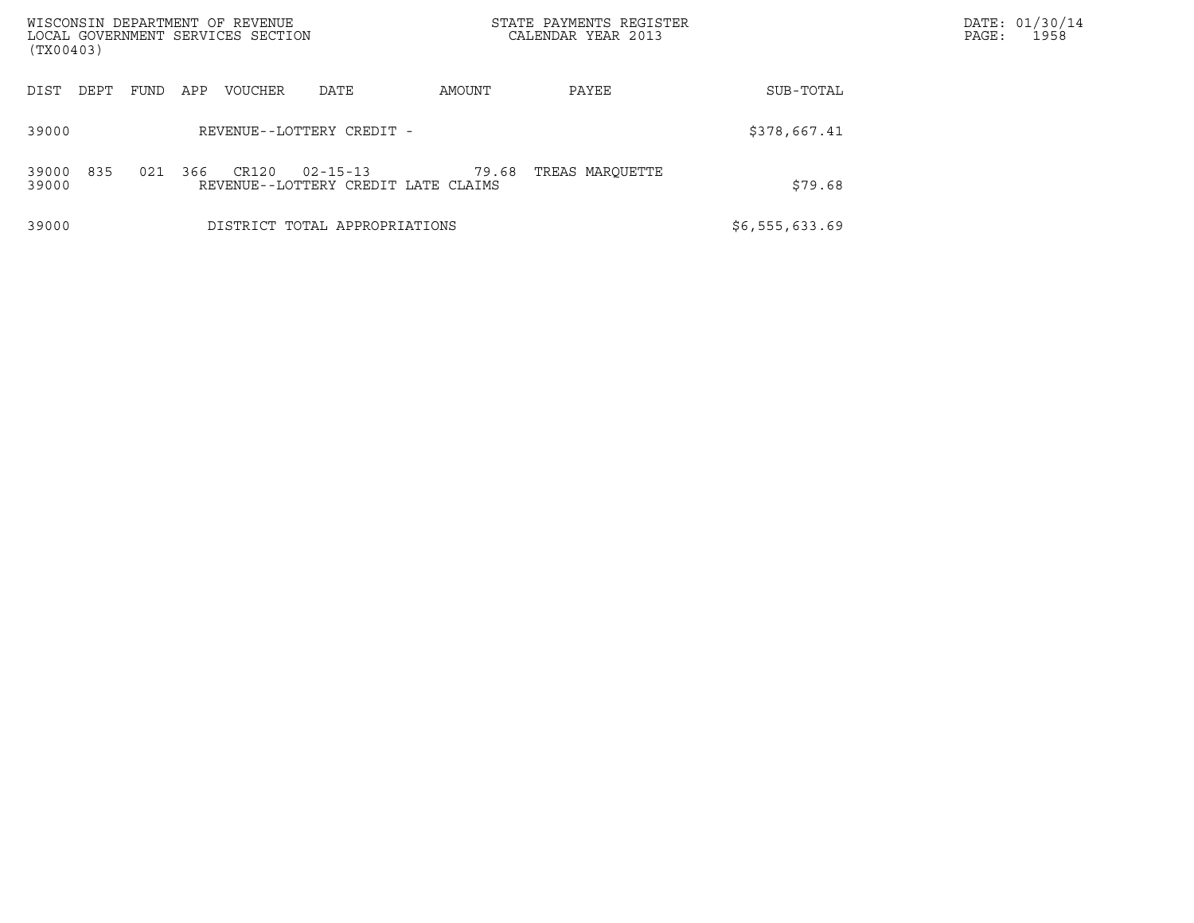WISCONSIN DEPARTMENT OF REVENUE
LOCAL GOVERNMENT SERVICES SECTION
(TX00403)

STATE PAYMENTS REGISTER
CALENDAR YEAR 2013

DATE: 01/30/14
PAGE: 1958

| DIST | DEPT | FUND | APP | VOUCHER | DATE | AMOUNT | PAYEE | SUB-TOTAL |
|---|---|---|---|---|---|---|---|---|
| 39000 | | | | REVENUE--LOTTERY CREDIT - | | | | $378,667.41 |
| 39000 | 835 | 021 | 366 | CR120 | 02-15-13 | 79.68 | TREAS MARQUETTE | |
| 39000 | | | | REVENUE--LOTTERY CREDIT LATE CLAIMS | | | | $79.68 |
| 39000 | | | | DISTRICT TOTAL APPROPRIATIONS | | | | $6,555,633.69 |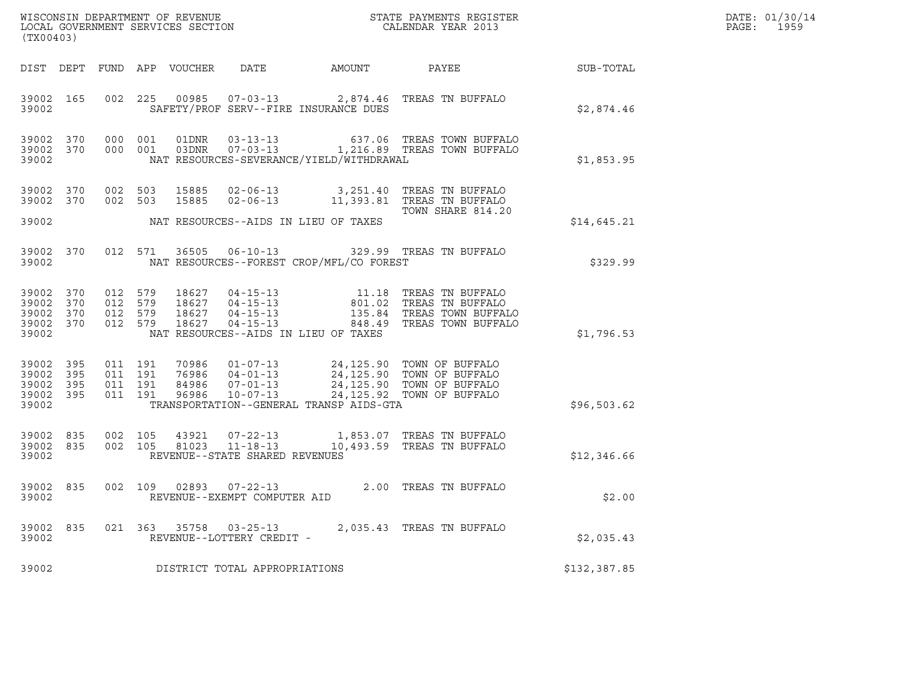WISCONSIN DEPARTMENT OF REVENUE
LOCAL GOVERNMENT SERVICES SECTION
(TX00403)

STATE PAYMENTS REGISTER
CALENDAR YEAR 2013

DATE: 01/30/14
PAGE: 1959

| DIST | DEPT | FUND | APP | VOUCHER | DATE | AMOUNT | PAYEE | SUB-TOTAL |
|---|---|---|---|---|---|---|---|---|
| 39002 | 165 | 002 | 225 | 00985 | 07-03-13 | 2,874.46 | TREAS TN BUFFALO | |
| 39002 | | | | | SAFETY/PROF SERV--FIRE INSURANCE DUES | | | $2,874.46 |
| 39002 | 370 | 000 | 001 | 01DNR | 03-13-13 | 637.06 | TREAS TOWN BUFFALO | |
| 39002 | 370 | 000 | 001 | 03DNR | 07-03-13 | 1,216.89 | TREAS TOWN BUFFALO | |
| 39002 | | | | | NAT RESOURCES-SEVERANCE/YIELD/WITHDRAWAL | | | $1,853.95 |
| 39002 | 370 | 002 | 503 | 15885 | 02-06-13 | 3,251.40 | TREAS TN BUFFALO | |
| 39002 | 370 | 002 | 503 | 15885 | 02-06-13 | 11,393.81 | TREAS TN BUFFALO TOWN SHARE 814.20 | |
| 39002 | | | | | NAT RESOURCES--AIDS IN LIEU OF TAXES | | | $14,645.21 |
| 39002 | 370 | 012 | 571 | 36505 | 06-10-13 | 329.99 | TREAS TN BUFFALO | |
| 39002 | | | | | NAT RESOURCES--FOREST CROP/MFL/CO FOREST | | | $329.99 |
| 39002 | 370 | 012 | 579 | 18627 | 04-15-13 | 11.18 | TREAS TN BUFFALO | |
| 39002 | 370 | 012 | 579 | 18627 | 04-15-13 | 801.02 | TREAS TN BUFFALO | |
| 39002 | 370 | 012 | 579 | 18627 | 04-15-13 | 135.84 | TREAS TOWN BUFFALO | |
| 39002 | 370 | 012 | 579 | 18627 | 04-15-13 | 848.49 | TREAS TOWN BUFFALO | |
| 39002 | | | | | NAT RESOURCES--AIDS IN LIEU OF TAXES | | | $1,796.53 |
| 39002 | 395 | 011 | 191 | 70986 | 01-07-13 | 24,125.90 | TOWN OF BUFFALO | |
| 39002 | 395 | 011 | 191 | 76986 | 04-01-13 | 24,125.90 | TOWN OF BUFFALO | |
| 39002 | 395 | 011 | 191 | 84986 | 07-01-13 | 24,125.90 | TOWN OF BUFFALO | |
| 39002 | 395 | 011 | 191 | 96986 | 10-07-13 | 24,125.92 | TOWN OF BUFFALO | |
| 39002 | | | | | TRANSPORTATION--GENERAL TRANSP AIDS-GTA | | | $96,503.62 |
| 39002 | 835 | 002 | 105 | 43921 | 07-22-13 | 1,853.07 | TREAS TN BUFFALO | |
| 39002 | 835 | 002 | 105 | 81023 | 11-18-13 | 10,493.59 | TREAS TN BUFFALO | |
| 39002 | | | | | REVENUE--STATE SHARED REVENUES | | | $12,346.66 |
| 39002 | 835 | 002 | 109 | 02893 | 07-22-13 | 2.00 | TREAS TN BUFFALO | |
| 39002 | | | | | REVENUE--EXEMPT COMPUTER AID | | | $2.00 |
| 39002 | 835 | 021 | 363 | 35758 | 03-25-13 | 2,035.43 | TREAS TN BUFFALO | |
| 39002 | | | | | REVENUE--LOTTERY CREDIT - | | | $2,035.43 |
| 39002 | | | | | DISTRICT TOTAL APPROPRIATIONS | | | $132,387.85 |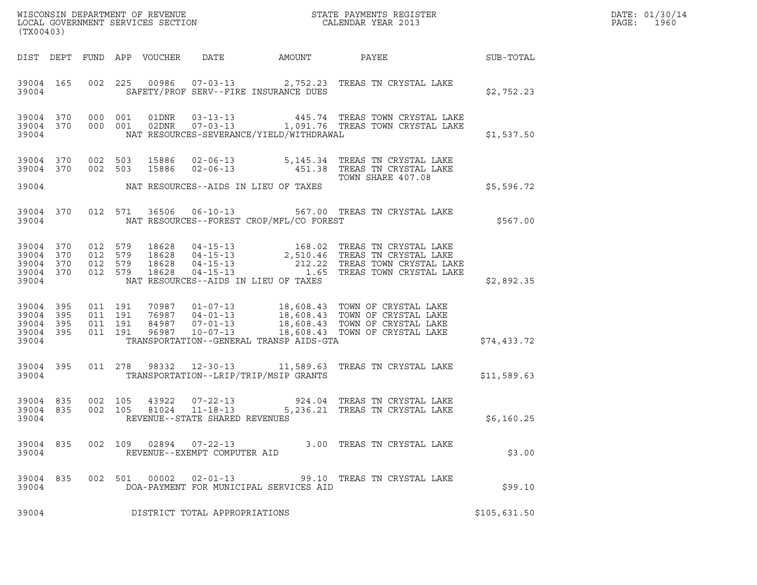WISCONSIN DEPARTMENT OF REVENUE
LOCAL GOVERNMENT SERVICES SECTION
(TX00403)

STATE PAYMENTS REGISTER
CALENDAR YEAR 2013

DATE: 01/30/14
PAGE: 1960

| DIST | DEPT | FUND | APP | VOUCHER | DATE | AMOUNT | PAYEE | SUB-TOTAL |
|---|---|---|---|---|---|---|---|---|
| 39004 | 165 | 002 | 225 | 00986 | 07-03-13 | 2,752.23 | TREAS TN CRYSTAL LAKE | |
| 39004 | | | | | SAFETY/PROF SERV--FIRE INSURANCE DUES | | | $2,752.23 |
| 39004 | 370 | 000 | 001 | 01DNR | 03-13-13 | 445.74 | TREAS TOWN CRYSTAL LAKE | |
| 39004 | 370 | 000 | 001 | 02DNR | 07-03-13 | 1,091.76 | TREAS TOWN CRYSTAL LAKE | |
| 39004 | | | | | NAT RESOURCES-SEVERANCE/YIELD/WITHDRAWAL | | | $1,537.50 |
| 39004 | 370 | 002 | 503 | 15886 | 02-06-13 | 5,145.34 | TREAS TN CRYSTAL LAKE | |
| 39004 | 370 | 002 | 503 | 15886 | 02-06-13 | 451.38 | TREAS TN CRYSTAL LAKE TOWN SHARE 407.08 | |
| 39004 | | | | | NAT RESOURCES--AIDS IN LIEU OF TAXES | | | $5,596.72 |
| 39004 | 370 | 012 | 571 | 36506 | 06-10-13 | 567.00 | TREAS TN CRYSTAL LAKE | |
| 39004 | | | | | NAT RESOURCES--FOREST CROP/MFL/CO FOREST | | | $567.00 |
| 39004 | 370 | 012 | 579 | 18628 | 04-15-13 | 168.02 | TREAS TN CRYSTAL LAKE | |
| 39004 | 370 | 012 | 579 | 18628 | 04-15-13 | 2,510.46 | TREAS TN CRYSTAL LAKE | |
| 39004 | 370 | 012 | 579 | 18628 | 04-15-13 | 212.22 | TREAS TOWN CRYSTAL LAKE | |
| 39004 | 370 | 012 | 579 | 18628 | 04-15-13 | 1.65 | TREAS TOWN CRYSTAL LAKE | |
| 39004 | | | | | NAT RESOURCES--AIDS IN LIEU OF TAXES | | | $2,892.35 |
| 39004 | 395 | 011 | 191 | 70987 | 01-07-13 | 18,608.43 | TOWN OF CRYSTAL LAKE | |
| 39004 | 395 | 011 | 191 | 76987 | 04-01-13 | 18,608.43 | TOWN OF CRYSTAL LAKE | |
| 39004 | 395 | 011 | 191 | 84987 | 07-01-13 | 18,608.43 | TOWN OF CRYSTAL LAKE | |
| 39004 | 395 | 011 | 191 | 96987 | 10-07-13 | 18,608.43 | TOWN OF CRYSTAL LAKE | |
| 39004 | | | | | TRANSPORTATION--GENERAL TRANSP AIDS-GTA | | | $74,433.72 |
| 39004 | 395 | 011 | 278 | 98332 | 12-30-13 | 11,589.63 | TREAS TN CRYSTAL LAKE | |
| 39004 | | | | | TRANSPORTATION--LRIP/TRIP/MSIP GRANTS | | | $11,589.63 |
| 39004 | 835 | 002 | 105 | 43922 | 07-22-13 | 924.04 | TREAS TN CRYSTAL LAKE | |
| 39004 | 835 | 002 | 105 | 81024 | 11-18-13 | 5,236.21 | TREAS TN CRYSTAL LAKE | |
| 39004 | | | | | REVENUE--STATE SHARED REVENUES | | | $6,160.25 |
| 39004 | 835 | 002 | 109 | 02894 | 07-22-13 | 3.00 | TREAS TN CRYSTAL LAKE | |
| 39004 | | | | | REVENUE--EXEMPT COMPUTER AID | | | $3.00 |
| 39004 | 835 | 002 | 501 | 00002 | 02-01-13 | 99.10 | TREAS TN CRYSTAL LAKE | |
| 39004 | | | | | DOA-PAYMENT FOR MUNICIPAL SERVICES AID | | | $99.10 |
| 39004 | | | | | DISTRICT TOTAL APPROPRIATIONS | | | $105,631.50 |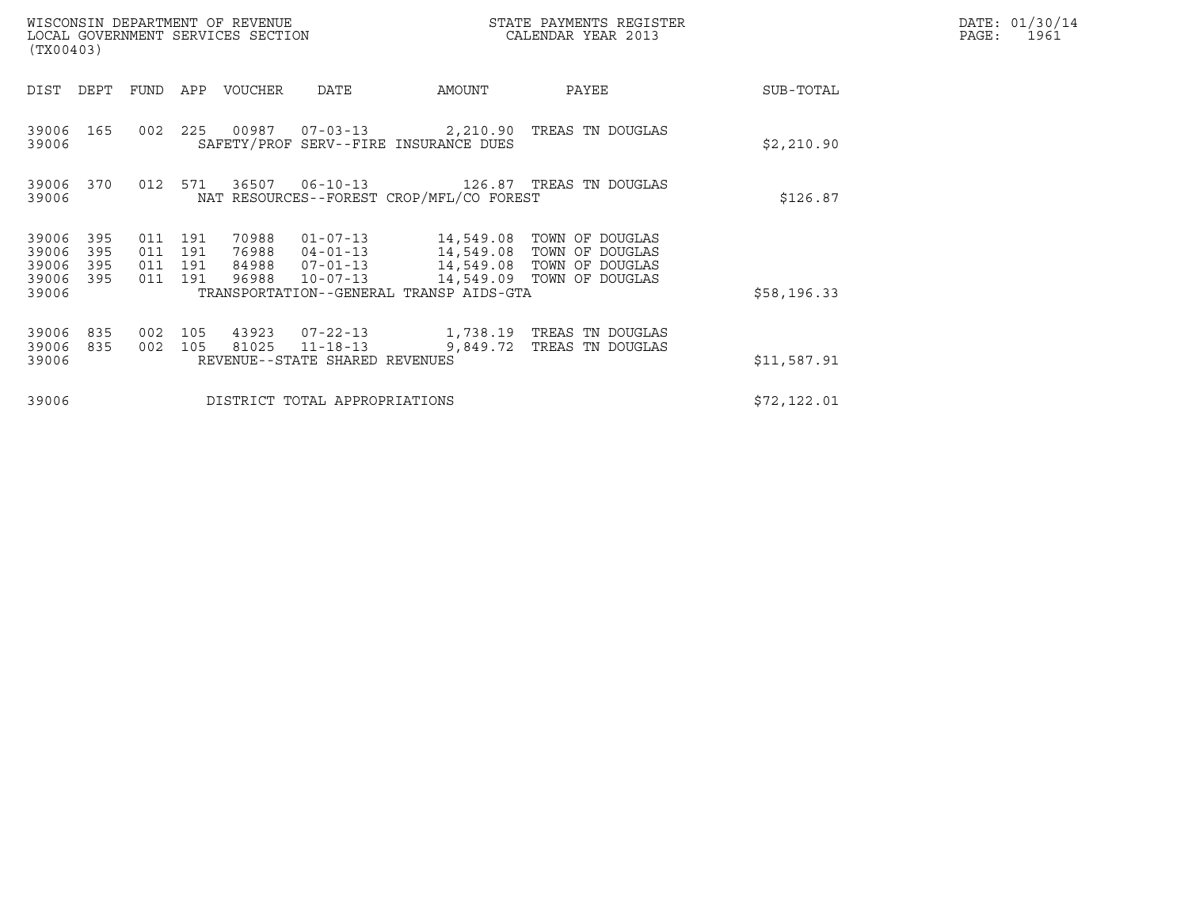WISCONSIN DEPARTMENT OF REVENUE
LOCAL GOVERNMENT SERVICES SECTION
(TX00403)

STATE PAYMENTS REGISTER
CALENDAR YEAR 2013

DATE: 01/30/14
PAGE: 1961

| DIST | DEPT | FUND | APP | VOUCHER | DATE | AMOUNT | PAYEE | SUB-TOTAL |
|---|---|---|---|---|---|---|---|---|
| 39006 | 165 | 002 | 225 | 00987 | 07-03-13 | 2,210.90 | TREAS TN DOUGLAS | |
| 39006 | | | | | SAFETY/PROF SERV--FIRE INSURANCE DUES | | | $2,210.90 |
| 39006 | 370 | 012 | 571 | 36507 | 06-10-13 | 126.87 | TREAS TN DOUGLAS | |
| 39006 | | | | | NAT RESOURCES--FOREST CROP/MFL/CO FOREST | | | $126.87 |
| 39006 | 395 | 011 | 191 | 70988 | 01-07-13 | 14,549.08 | TOWN OF DOUGLAS | |
| 39006 | 395 | 011 | 191 | 76988 | 04-01-13 | 14,549.08 | TOWN OF DOUGLAS | |
| 39006 | 395 | 011 | 191 | 84988 | 07-01-13 | 14,549.08 | TOWN OF DOUGLAS | |
| 39006 | 395 | 011 | 191 | 96988 | 10-07-13 | 14,549.09 | TOWN OF DOUGLAS | |
| 39006 | | | | | TRANSPORTATION--GENERAL TRANSP AIDS-GTA | | | $58,196.33 |
| 39006 | 835 | 002 | 105 | 43923 | 07-22-13 | 1,738.19 | TREAS TN DOUGLAS | |
| 39006 | 835 | 002 | 105 | 81025 | 11-18-13 | 9,849.72 | TREAS TN DOUGLAS | |
| 39006 | | | | | REVENUE--STATE SHARED REVENUES | | | $11,587.91 |
| 39006 | | | | | DISTRICT TOTAL APPROPRIATIONS | | | $72,122.01 |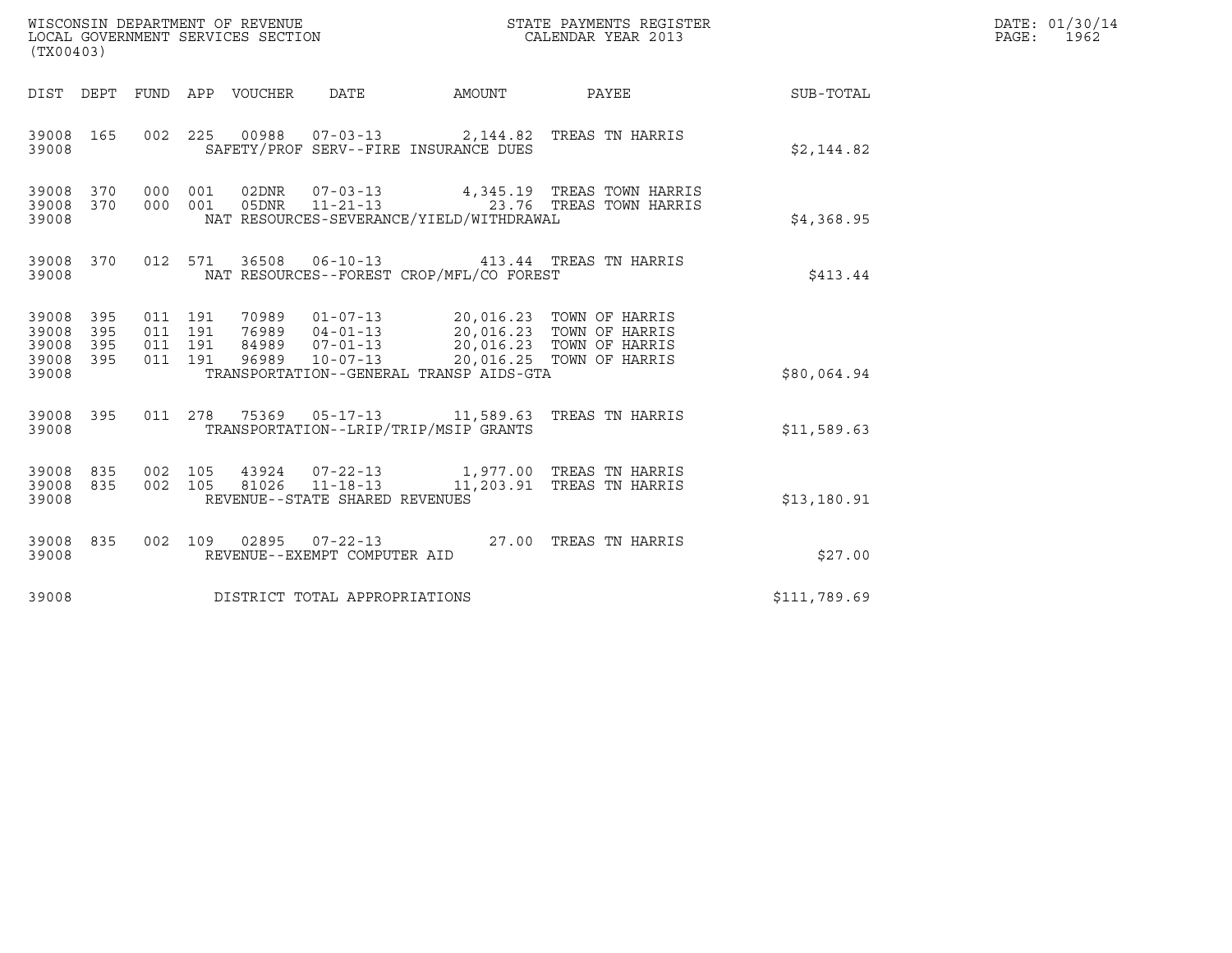WISCONSIN DEPARTMENT OF REVENUE
LOCAL GOVERNMENT SERVICES SECTION
(TX00403)

STATE PAYMENTS REGISTER
CALENDAR YEAR 2013

DATE: 01/30/14
PAGE: 1962

| DIST | DEPT | FUND | APP | VOUCHER | DATE | AMOUNT | PAYEE | SUB-TOTAL |
|---|---|---|---|---|---|---|---|---|
| 39008 | 165 | 002 | 225 | 00988 | 07-03-13 | 2,144.82 | TREAS TN HARRIS | |
| 39008 | | | | | SAFETY/PROF SERV--FIRE INSURANCE DUES | | | $2,144.82 |
| 39008 | 370 | 000 | 001 | 02DNR | 07-03-13 | 4,345.19 | TREAS TOWN HARRIS | |
| 39008 | 370 | 000 | 001 | 05DNR | 11-21-13 | 23.76 | TREAS TOWN HARRIS | |
| 39008 | | | | | NAT RESOURCES-SEVERANCE/YIELD/WITHDRAWAL | | | $4,368.95 |
| 39008 | 370 | 012 | 571 | 36508 | 06-10-13 | 413.44 | TREAS TN HARRIS | |
| 39008 | | | | | NAT RESOURCES--FOREST CROP/MFL/CO FOREST | | | $413.44 |
| 39008 | 395 | 011 | 191 | 70989 | 01-07-13 | 20,016.23 | TOWN OF HARRIS | |
| 39008 | 395 | 011 | 191 | 76989 | 04-01-13 | 20,016.23 | TOWN OF HARRIS | |
| 39008 | 395 | 011 | 191 | 84989 | 07-01-13 | 20,016.23 | TOWN OF HARRIS | |
| 39008 | 395 | 011 | 191 | 96989 | 10-07-13 | 20,016.25 | TOWN OF HARRIS | |
| 39008 | | | | | TRANSPORTATION--GENERAL TRANSP AIDS-GTA | | | $80,064.94 |
| 39008 | 395 | 011 | 278 | 75369 | 05-17-13 | 11,589.63 | TREAS TN HARRIS | |
| 39008 | | | | | TRANSPORTATION--LRIP/TRIP/MSIP GRANTS | | | $11,589.63 |
| 39008 | 835 | 002 | 105 | 43924 | 07-22-13 | 1,977.00 | TREAS TN HARRIS | |
| 39008 | 835 | 002 | 105 | 81026 | 11-18-13 | 11,203.91 | TREAS TN HARRIS | |
| 39008 | | | | | REVENUE--STATE SHARED REVENUES | | | $13,180.91 |
| 39008 | 835 | 002 | 109 | 02895 | 07-22-13 | 27.00 | TREAS TN HARRIS | |
| 39008 | | | | | REVENUE--EXEMPT COMPUTER AID | | | $27.00 |
| 39008 | | | | | DISTRICT TOTAL APPROPRIATIONS | | | $111,789.69 |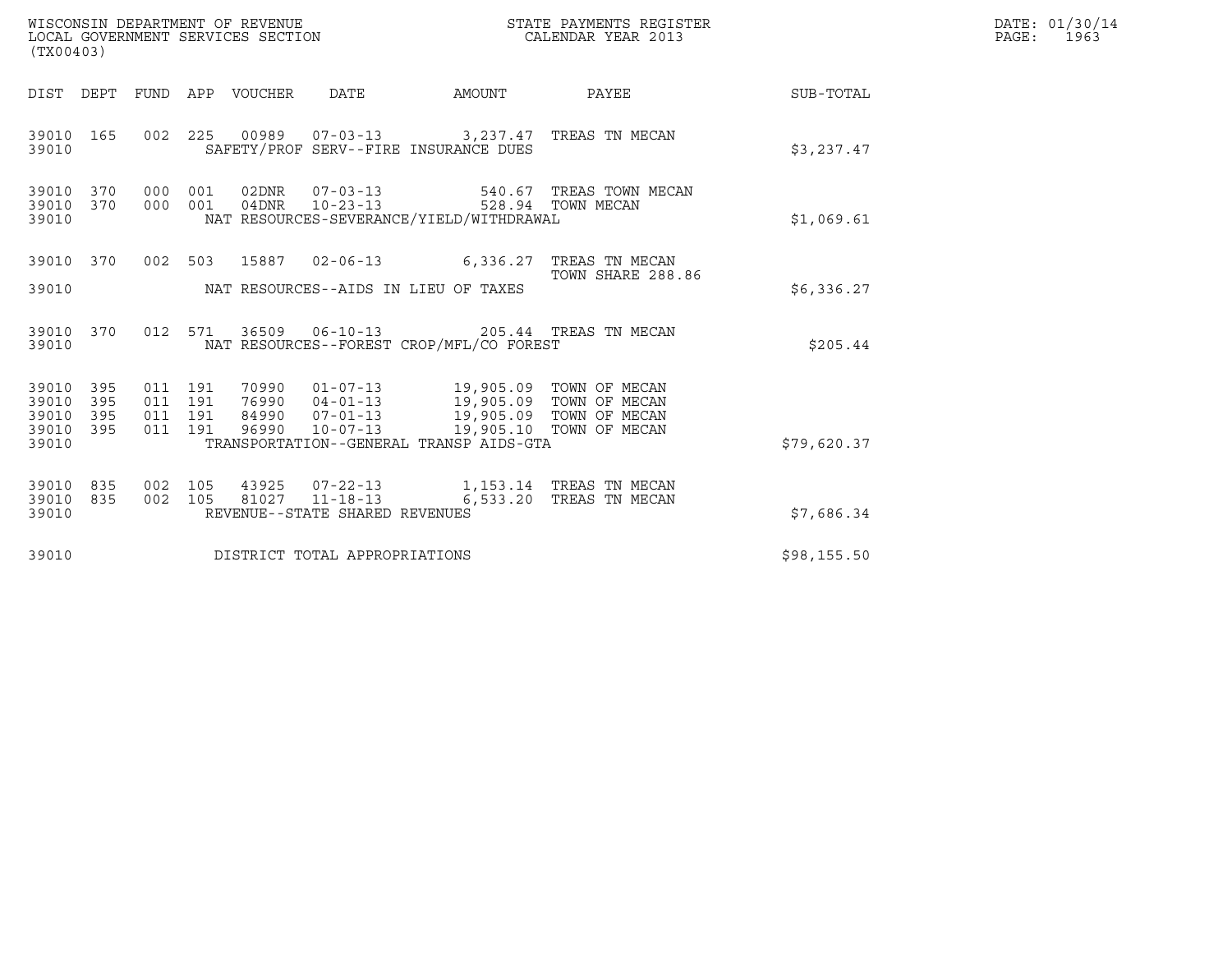WISCONSIN DEPARTMENT OF REVENUE
LOCAL GOVERNMENT SERVICES SECTION
(TX00403)

STATE PAYMENTS REGISTER
CALENDAR YEAR 2013

DATE: 01/30/14
PAGE: 1963

| DIST | DEPT | FUND | APP | VOUCHER | DATE | AMOUNT | PAYEE | SUB-TOTAL |
|---|---|---|---|---|---|---|---|---|
| 39010 | 165 | 002 | 225 | 00989 | 07-03-13 | 3,237.47 | TREAS TN MECAN | |
| 39010 | | | | SAFETY/PROF SERV--FIRE INSURANCE DUES | | | | $3,237.47 |
| 39010 | 370 | 000 | 001 | 02DNR | 07-03-13 | 540.67 | TREAS TOWN MECAN | |
| 39010 | 370 | 000 | 001 | 04DNR | 10-23-13 | 528.94 | TOWN MECAN | |
| 39010 | | | | NAT RESOURCES-SEVERANCE/YIELD/WITHDRAWAL | | | | $1,069.61 |
| 39010 | 370 | 002 | 503 | 15887 | 02-06-13 | 6,336.27 | TREAS TN MECAN TOWN SHARE 288.86 | |
| 39010 | | | | NAT RESOURCES--AIDS IN LIEU OF TAXES | | | | $6,336.27 |
| 39010 | 370 | 012 | 571 | 36509 | 06-10-13 | 205.44 | TREAS TN MECAN | |
| 39010 | | | | NAT RESOURCES--FOREST CROP/MFL/CO FOREST | | | | $205.44 |
| 39010 | 395 | 011 | 191 | 70990 | 01-07-13 | 19,905.09 | TOWN OF MECAN | |
| 39010 | 395 | 011 | 191 | 76990 | 04-01-13 | 19,905.09 | TOWN OF MECAN | |
| 39010 | 395 | 011 | 191 | 84990 | 07-01-13 | 19,905.09 | TOWN OF MECAN | |
| 39010 | 395 | 011 | 191 | 96990 | 10-07-13 | 19,905.10 | TOWN OF MECAN | |
| 39010 | | | | TRANSPORTATION--GENERAL TRANSP AIDS-GTA | | | | $79,620.37 |
| 39010 | 835 | 002 | 105 | 43925 | 07-22-13 | 1,153.14 | TREAS TN MECAN | |
| 39010 | 835 | 002 | 105 | 81027 | 11-18-13 | 6,533.20 | TREAS TN MECAN | |
| 39010 | | | | REVENUE--STATE SHARED REVENUES | | | | $7,686.34 |
| 39010 | | | | DISTRICT TOTAL APPROPRIATIONS | | | | $98,155.50 |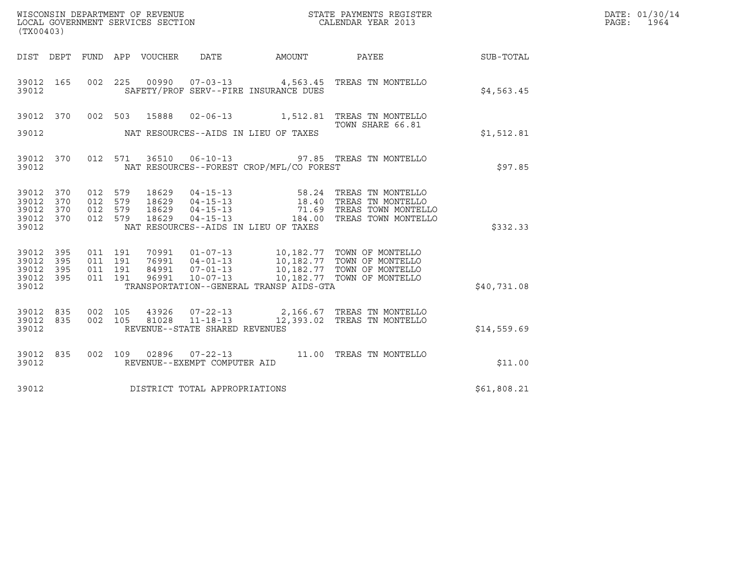WISCONSIN DEPARTMENT OF REVENUE
LOCAL GOVERNMENT SERVICES SECTION
(TX00403)

STATE PAYMENTS REGISTER
CALENDAR YEAR 2013

DATE: 01/30/14
PAGE: 1964

| DIST | DEPT | FUND | APP | VOUCHER | DATE | AMOUNT | PAYEE | SUB-TOTAL |
|---|---|---|---|---|---|---|---|---|
| 39012 | 165 | 002 | 225 | 00990 | 07-03-13 | 4,563.45 | TREAS TN MONTELLO | |
| 39012 | | | | SAFETY/PROF SERV--FIRE INSURANCE DUES | | | | $4,563.45 |
| 39012 | 370 | 002 | 503 | 15888 | 02-06-13 | 1,512.81 | TREAS TN MONTELLO TOWN SHARE 66.81 | |
| 39012 | | | | NAT RESOURCES--AIDS IN LIEU OF TAXES | | | | $1,512.81 |
| 39012 | 370 | 012 | 571 | 36510 | 06-10-13 | 97.85 | TREAS TN MONTELLO | |
| 39012 | | | | NAT RESOURCES--FOREST CROP/MFL/CO FOREST | | | | $97.85 |
| 39012 | 370 | 012 | 579 | 18629 | 04-15-13 | 58.24 | TREAS TN MONTELLO | |
| 39012 | 370 | 012 | 579 | 18629 | 04-15-13 | 18.40 | TREAS TN MONTELLO | |
| 39012 | 370 | 012 | 579 | 18629 | 04-15-13 | 71.69 | TREAS TOWN MONTELLO | |
| 39012 | 370 | 012 | 579 | 18629 | 04-15-13 | 184.00 | TREAS TOWN MONTELLO | |
| 39012 | | | | NAT RESOURCES--AIDS IN LIEU OF TAXES | | | | $332.33 |
| 39012 | 395 | 011 | 191 | 70991 | 01-07-13 | 10,182.77 | TOWN OF MONTELLO | |
| 39012 | 395 | 011 | 191 | 76991 | 04-01-13 | 10,182.77 | TOWN OF MONTELLO | |
| 39012 | 395 | 011 | 191 | 84991 | 07-01-13 | 10,182.77 | TOWN OF MONTELLO | |
| 39012 | 395 | 011 | 191 | 96991 | 10-07-13 | 10,182.77 | TOWN OF MONTELLO | |
| 39012 | | | | TRANSPORTATION--GENERAL TRANSP AIDS-GTA | | | | $40,731.08 |
| 39012 | 835 | 002 | 105 | 43926 | 07-22-13 | 2,166.67 | TREAS TN MONTELLO | |
| 39012 | 835 | 002 | 105 | 81028 | 11-18-13 | 12,393.02 | TREAS TN MONTELLO | |
| 39012 | | | | REVENUE--STATE SHARED REVENUES | | | | $14,559.69 |
| 39012 | 835 | 002 | 109 | 02896 | 07-22-13 | 11.00 | TREAS TN MONTELLO | |
| 39012 | | | | REVENUE--EXEMPT COMPUTER AID | | | | $11.00 |
| 39012 | | | | DISTRICT TOTAL APPROPRIATIONS | | | | $61,808.21 |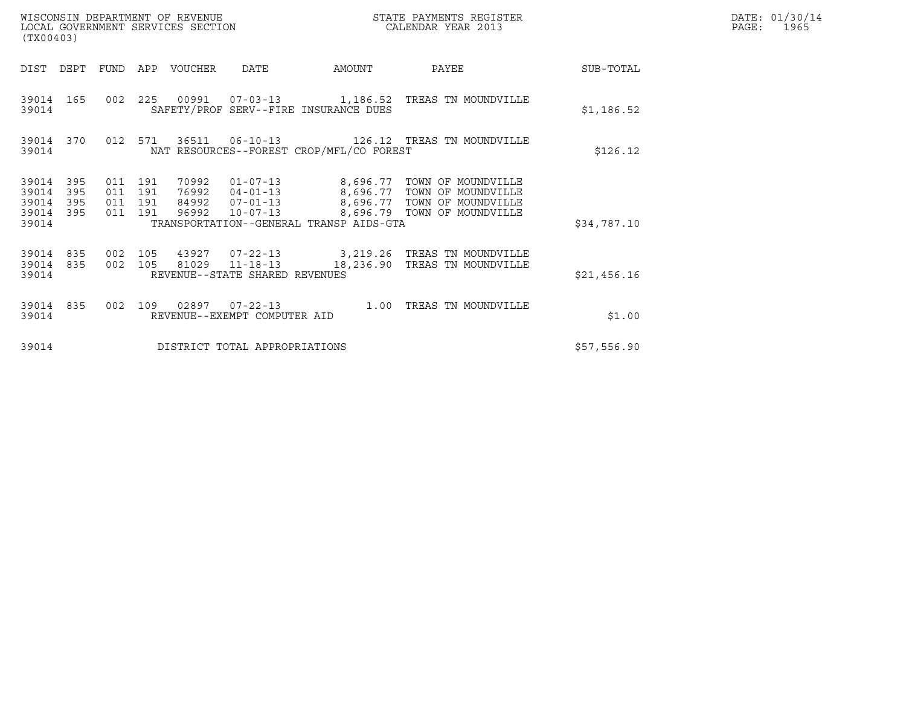WISCONSIN DEPARTMENT OF REVENUE
LOCAL GOVERNMENT SERVICES SECTION
(TX00403)

STATE PAYMENTS REGISTER
CALENDAR YEAR 2013

DATE: 01/30/14
PAGE: 1965

| DIST | DEPT | FUND | APP | VOUCHER | DATE | AMOUNT | PAYEE | SUB-TOTAL |
|---|---|---|---|---|---|---|---|---|
| 39014 | 165 | 002 | 225 | 00991 | 07-03-13 | 1,186.52 | TREAS TN MOUNDVILLE | |
| 39014 | | | | SAFETY/PROF SERV--FIRE INSURANCE DUES | | | | $1,186.52 |
| 39014 | 370 | 012 | 571 | 36511 | 06-10-13 | 126.12 | TREAS TN MOUNDVILLE | |
| 39014 | | | | NAT RESOURCES--FOREST CROP/MFL/CO FOREST | | | | $126.12 |
| 39014 | 395 | 011 | 191 | 70992 | 01-07-13 | 8,696.77 | TOWN OF MOUNDVILLE | |
| 39014 | 395 | 011 | 191 | 76992 | 04-01-13 | 8,696.77 | TOWN OF MOUNDVILLE | |
| 39014 | 395 | 011 | 191 | 84992 | 07-01-13 | 8,696.77 | TOWN OF MOUNDVILLE | |
| 39014 | 395 | 011 | 191 | 96992 | 10-07-13 | 8,696.79 | TOWN OF MOUNDVILLE | |
| 39014 | | | | TRANSPORTATION--GENERAL TRANSP AIDS-GTA | | | | $34,787.10 |
| 39014 | 835 | 002 | 105 | 43927 | 07-22-13 | 3,219.26 | TREAS TN MOUNDVILLE | |
| 39014 | 835 | 002 | 105 | 81029 | 11-18-13 | 18,236.90 | TREAS TN MOUNDVILLE | |
| 39014 | | | | REVENUE--STATE SHARED REVENUES | | | | $21,456.16 |
| 39014 | 835 | 002 | 109 | 02897 | 07-22-13 | 1.00 | TREAS TN MOUNDVILLE | |
| 39014 | | | | REVENUE--EXEMPT COMPUTER AID | | | | $1.00 |
| 39014 | | | | DISTRICT TOTAL APPROPRIATIONS | | | | $57,556.90 |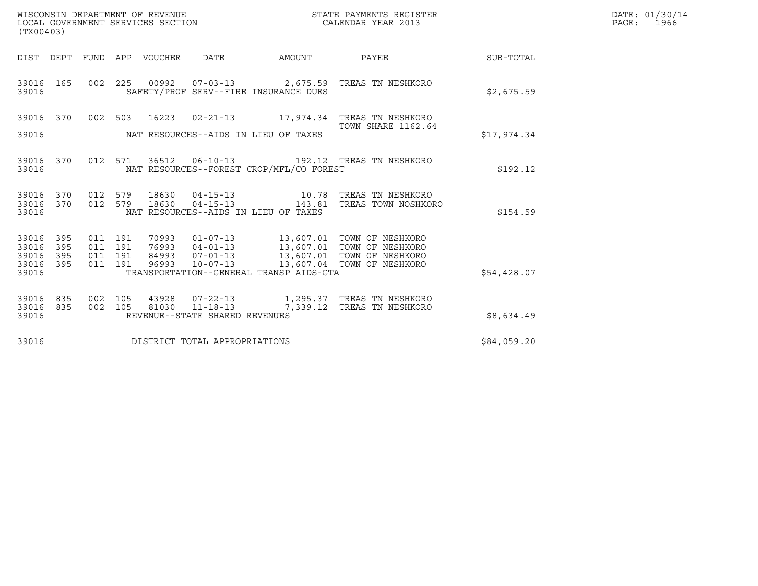WISCONSIN DEPARTMENT OF REVENUE
LOCAL GOVERNMENT SERVICES SECTION
(TX00403)

STATE PAYMENTS REGISTER
CALENDAR YEAR 2013

DATE: 01/30/14

| DIST | DEPT | FUND | APP | VOUCHER | DATE | AMOUNT | PAYEE | SUB-TOTAL |
|---|---|---|---|---|---|---|---|---|
| 39016 | 165 | 002 | 225 | 00992 | 07-03-13 | 2,675.59 | TREAS TN NESHKORO | |
| 39016 | | | | SAFETY/PROF SERV--FIRE INSURANCE DUES | | | | $2,675.59 |
| 39016 | 370 | 002 | 503 | 16223 | 02-21-13 | 17,974.34 | TREAS TN NESHKORO TOWN SHARE 1162.64 | |
| 39016 | | | | NAT RESOURCES--AIDS IN LIEU OF TAXES | | | | $17,974.34 |
| 39016 | 370 | 012 | 571 | 36512 | 06-10-13 | 192.12 | TREAS TN NESHKORO | |
| 39016 | | | | NAT RESOURCES--FOREST CROP/MFL/CO FOREST | | | | $192.12 |
| 39016 | 370 | 012 | 579 | 18630 | 04-15-13 | 10.78 | TREAS TN NESHKORO | |
| 39016 | 370 | 012 | 579 | 18630 | 04-15-13 | 143.81 | TREAS TOWN NOSHKORO | |
| 39016 | | | | NAT RESOURCES--AIDS IN LIEU OF TAXES | | | | $154.59 |
| 39016 | 395 | 011 | 191 | 70993 | 01-07-13 | 13,607.01 | TOWN OF NESHKORO | |
| 39016 | 395 | 011 | 191 | 76993 | 04-01-13 | 13,607.01 | TOWN OF NESHKORO | |
| 39016 | 395 | 011 | 191 | 84993 | 07-01-13 | 13,607.01 | TOWN OF NESHKORO | |
| 39016 | 395 | 011 | 191 | 96993 | 10-07-13 | 13,607.04 | TOWN OF NESHKORO | |
| 39016 | | | | TRANSPORTATION--GENERAL TRANSP AIDS-GTA | | | | $54,428.07 |
| 39016 | 835 | 002 | 105 | 43928 | 07-22-13 | 1,295.37 | TREAS TN NESHKORO | |
| 39016 | 835 | 002 | 105 | 81030 | 11-18-13 | 7,339.12 | TREAS TN NESHKORO | |
| 39016 | | | | REVENUE--STATE SHARED REVENUES | | | | $8,634.49 |
| 39016 | | | | DISTRICT TOTAL APPROPRIATIONS | | | | $84,059.20 |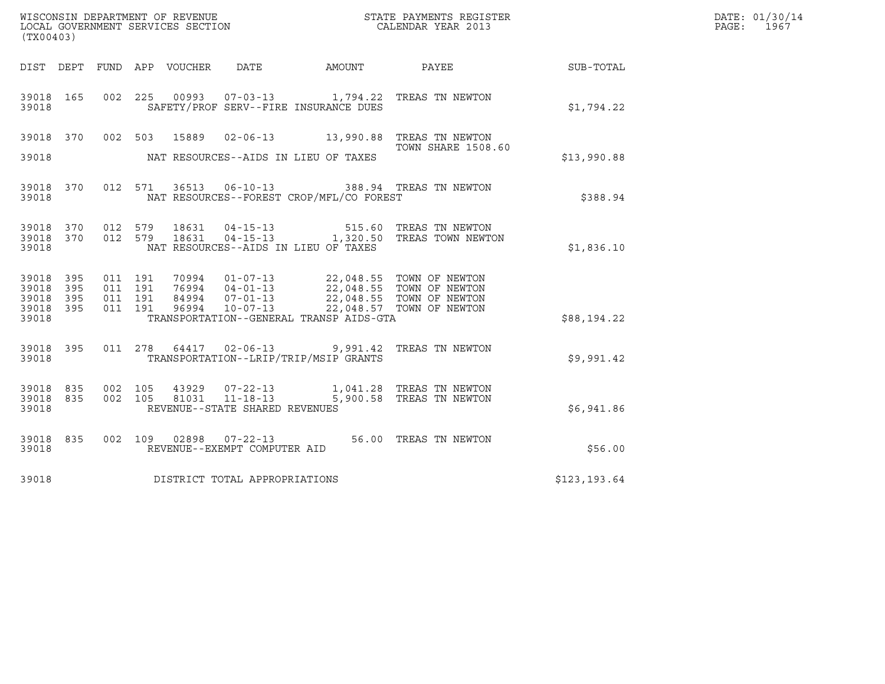WISCONSIN DEPARTMENT OF REVENUE
LOCAL GOVERNMENT SERVICES SECTION
(TX00403)

STATE PAYMENTS REGISTER
CALENDAR YEAR 2013

DATE: 01/30/14
PAGE: 1967

| DIST | DEPT | FUND | APP | VOUCHER | DATE | AMOUNT | PAYEE | SUB-TOTAL |
|---|---|---|---|---|---|---|---|---|
| 39018 | 165 | 002 | 225 | 00993 | 07-03-13 | 1,794.22 | TREAS TN NEWTON | |
| 39018 | | | | SAFETY/PROF SERV--FIRE INSURANCE DUES | | | | $1,794.22 |
| 39018 | 370 | 002 | 503 | 15889 | 02-06-13 | 13,990.88 | TREAS TN NEWTON<br>TOWN SHARE 1508.60 | |
| 39018 | | | | NAT RESOURCES--AIDS IN LIEU OF TAXES | | | | $13,990.88 |
| 39018 | 370 | 012 | 571 | 36513 | 06-10-13 | 388.94 | TREAS TN NEWTON | |
| 39018 | | | | NAT RESOURCES--FOREST CROP/MFL/CO FOREST | | | | $388.94 |
| 39018 | 370 | 012 | 579 | 18631 | 04-15-13 | 515.60 | TREAS TN NEWTON | |
| 39018 | 370 | 012 | 579 | 18631 | 04-15-13 | 1,320.50 | TREAS TOWN NEWTON | |
| 39018 | | | | NAT RESOURCES--AIDS IN LIEU OF TAXES | | | | $1,836.10 |
| 39018 | 395 | 011 | 191 | 70994 | 01-07-13 | 22,048.55 | TOWN OF NEWTON | |
| 39018 | 395 | 011 | 191 | 76994 | 04-01-13 | 22,048.55 | TOWN OF NEWTON | |
| 39018 | 395 | 011 | 191 | 84994 | 07-01-13 | 22,048.55 | TOWN OF NEWTON | |
| 39018 | 395 | 011 | 191 | 96994 | 10-07-13 | 22,048.57 | TOWN OF NEWTON | |
| 39018 | | | | TRANSPORTATION--GENERAL TRANSP AIDS-GTA | | | | $88,194.22 |
| 39018 | 395 | 011 | 278 | 64417 | 02-06-13 | 9,991.42 | TREAS TN NEWTON | |
| 39018 | | | | TRANSPORTATION--LRIP/TRIP/MSIP GRANTS | | | | $9,991.42 |
| 39018 | 835 | 002 | 105 | 43929 | 07-22-13 | 1,041.28 | TREAS TN NEWTON | |
| 39018 | 835 | 002 | 105 | 81031 | 11-18-13 | 5,900.58 | TREAS TN NEWTON | |
| 39018 | | | | REVENUE--STATE SHARED REVENUES | | | | $6,941.86 |
| 39018 | 835 | 002 | 109 | 02898 | 07-22-13 | 56.00 | TREAS TN NEWTON | |
| 39018 | | | | REVENUE--EXEMPT COMPUTER AID | | | | $56.00 |
| 39018 | | | | DISTRICT TOTAL APPROPRIATIONS | | | | $123,193.64 |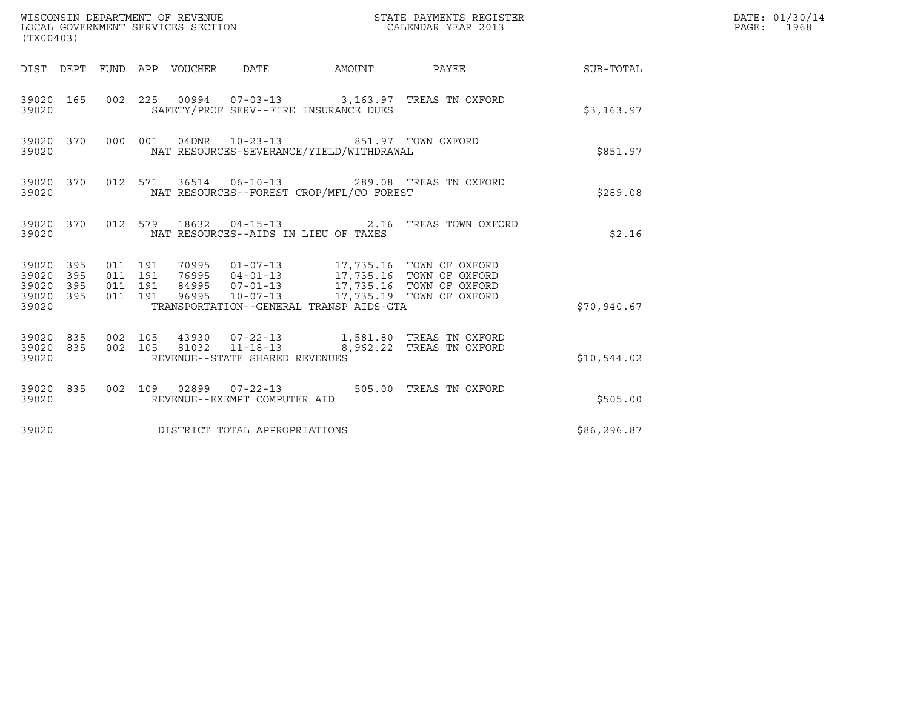WISCONSIN DEPARTMENT OF REVENUE
LOCAL GOVERNMENT SERVICES SECTION
(TX00403)

STATE PAYMENTS REGISTER
CALENDAR YEAR 2013

DATE: 01/30/14
PAGE: 1968

| DIST | DEPT | FUND | APP | VOUCHER | DATE | AMOUNT | PAYEE | SUB-TOTAL |
|---|---|---|---|---|---|---|---|---|
| 39020 | 165 | 002 | 225 | 00994 | 07-03-13 | 3,163.97 | TREAS TN OXFORD | |
| 39020 | | | | SAFETY/PROF SERV--FIRE INSURANCE DUES | | | | $3,163.97 |
| 39020 | 370 | 000 | 001 | 04DNR | 10-23-13 | 851.97 | TOWN OXFORD | |
| 39020 | | | | NAT RESOURCES-SEVERANCE/YIELD/WITHDRAWAL | | | | $851.97 |
| 39020 | 370 | 012 | 571 | 36514 | 06-10-13 | 289.08 | TREAS TN OXFORD | |
| 39020 | | | | NAT RESOURCES--FOREST CROP/MFL/CO FOREST | | | | $289.08 |
| 39020 | 370 | 012 | 579 | 18632 | 04-15-13 | 2.16 | TREAS TOWN OXFORD | |
| 39020 | | | | NAT RESOURCES--AIDS IN LIEU OF TAXES | | | | $2.16 |
| 39020 | 395 | 011 | 191 | 70995 | 01-07-13 | 17,735.16 | TOWN OF OXFORD | |
| 39020 | 395 | 011 | 191 | 76995 | 04-01-13 | 17,735.16 | TOWN OF OXFORD | |
| 39020 | 395 | 011 | 191 | 84995 | 07-01-13 | 17,735.16 | TOWN OF OXFORD | |
| 39020 | 395 | 011 | 191 | 96995 | 10-07-13 | 17,735.19 | TOWN OF OXFORD | |
| 39020 | | | | TRANSPORTATION--GENERAL TRANSP AIDS-GTA | | | | $70,940.67 |
| 39020 | 835 | 002 | 105 | 43930 | 07-22-13 | 1,581.80 | TREAS TN OXFORD | |
| 39020 | 835 | 002 | 105 | 81032 | 11-18-13 | 8,962.22 | TREAS TN OXFORD | |
| 39020 | | | | REVENUE--STATE SHARED REVENUES | | | | $10,544.02 |
| 39020 | 835 | 002 | 109 | 02899 | 07-22-13 | 505.00 | TREAS TN OXFORD | |
| 39020 | | | | REVENUE--EXEMPT COMPUTER AID | | | | $505.00 |
| 39020 | | | | DISTRICT TOTAL APPROPRIATIONS | | | | $86,296.87 |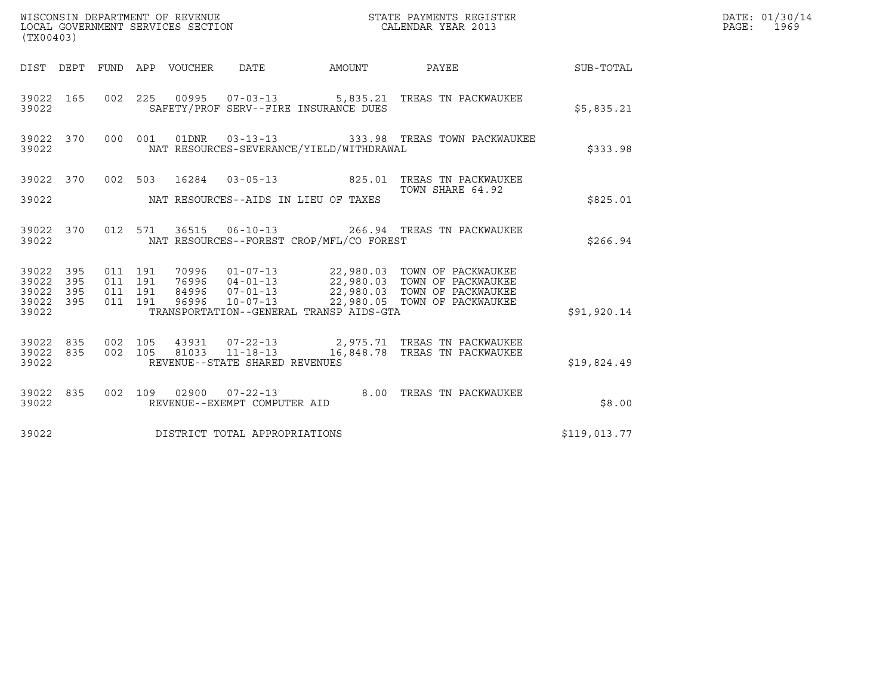WISCONSIN DEPARTMENT OF REVENUE
LOCAL GOVERNMENT SERVICES SECTION
(TX00403)

STATE PAYMENTS REGISTER
CALENDAR YEAR 2013

DATE: 01/30/14

| DIST | DEPT | FUND | APP | VOUCHER | DATE | AMOUNT | PAYEE | SUB-TOTAL |
|---|---|---|---|---|---|---|---|---|
| 39022 | 165 | 002 | 225 | 00995 | 07-03-13 | 5,835.21 | TREAS TN PACKWAUKEE | |
| 39022 | | | | SAFETY/PROF SERV--FIRE INSURANCE DUES | | | | $5,835.21 |
| 39022 | 370 | 000 | 001 | 01DNR | 03-13-13 | 333.98 | TREAS TOWN PACKWAUKEE | |
| 39022 | | | | NAT RESOURCES-SEVERANCE/YIELD/WITHDRAWAL | | | | $333.98 |
| 39022 | 370 | 002 | 503 | 16284 | 03-05-13 | 825.01 | TREAS TN PACKWAUKEE TOWN SHARE 64.92 | |
| 39022 | | | | NAT RESOURCES--AIDS IN LIEU OF TAXES | | | | $825.01 |
| 39022 | 370 | 012 | 571 | 36515 | 06-10-13 | 266.94 | TREAS TN PACKWAUKEE | |
| 39022 | | | | NAT RESOURCES--FOREST CROP/MFL/CO FOREST | | | | $266.94 |
| 39022 | 395 | 011 | 191 | 70996 | 01-07-13 | 22,980.03 | TOWN OF PACKWAUKEE | |
| 39022 | 395 | 011 | 191 | 76996 | 04-01-13 | 22,980.03 | TOWN OF PACKWAUKEE | |
| 39022 | 395 | 011 | 191 | 84996 | 07-01-13 | 22,980.03 | TOWN OF PACKWAUKEE | |
| 39022 | 395 | 011 | 191 | 96996 | 10-07-13 | 22,980.05 | TOWN OF PACKWAUKEE | |
| 39022 | | | | TRANSPORTATION--GENERAL TRANSP AIDS-GTA | | | | $91,920.14 |
| 39022 | 835 | 002 | 105 | 43931 | 07-22-13 | 2,975.71 | TREAS TN PACKWAUKEE | |
| 39022 | 835 | 002 | 105 | 81033 | 11-18-13 | 16,848.78 | TREAS TN PACKWAUKEE | |
| 39022 | | | | REVENUE--STATE SHARED REVENUES | | | | $19,824.49 |
| 39022 | 835 | 002 | 109 | 02900 | 07-22-13 | 8.00 | TREAS TN PACKWAUKEE | |
| 39022 | | | | REVENUE--EXEMPT COMPUTER AID | | | | $8.00 |
| 39022 | | | | DISTRICT TOTAL APPROPRIATIONS | | | | $119,013.77 |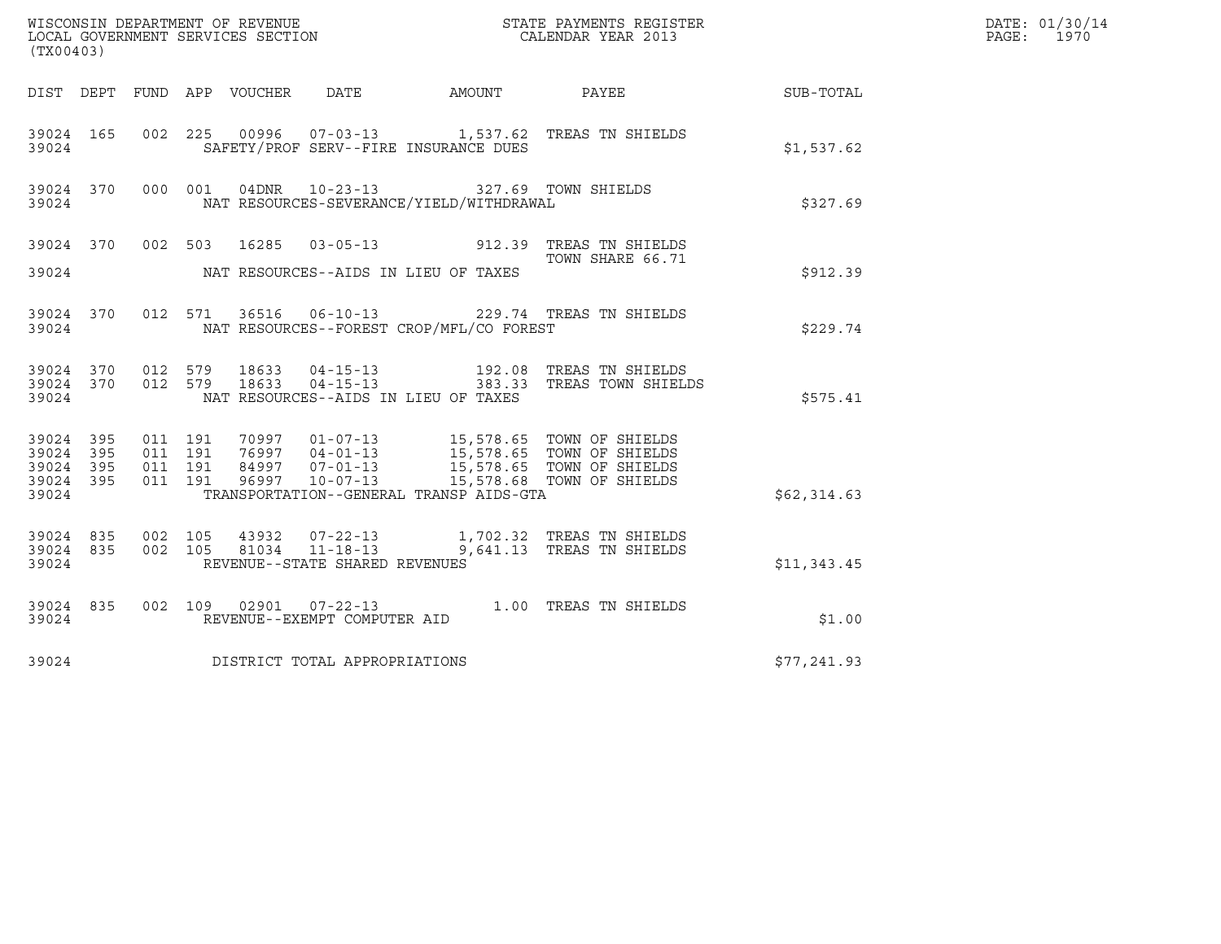WISCONSIN DEPARTMENT OF REVENUE
LOCAL GOVERNMENT SERVICES SECTION
(TX00403)

STATE PAYMENTS REGISTER
CALENDAR YEAR 2013

DATE: 01/30/14
PAGE: 1970

| DIST | DEPT | FUND | APP | VOUCHER | DATE | AMOUNT | PAYEE | SUB-TOTAL |
|---|---|---|---|---|---|---|---|---|
| 39024 | 165 | 002 | 225 | 00996 | 07-03-13 | 1,537.62 | TREAS TN SHIELDS | |
| 39024 | | | | SAFETY/PROF SERV--FIRE INSURANCE DUES | | | | $1,537.62 |
| 39024 | 370 | 000 | 001 | 04DNR | 10-23-13 | 327.69 | TOWN SHIELDS | |
| 39024 | | | | NAT RESOURCES-SEVERANCE/YIELD/WITHDRAWAL | | | | $327.69 |
| 39024 | 370 | 002 | 503 | 16285 | 03-05-13 | 912.39 | TREAS TN SHIELDS TOWN SHARE 66.71 | |
| 39024 | | | | NAT RESOURCES--AIDS IN LIEU OF TAXES | | | | $912.39 |
| 39024 | 370 | 012 | 571 | 36516 | 06-10-13 | 229.74 | TREAS TN SHIELDS | |
| 39024 | | | | NAT RESOURCES--FOREST CROP/MFL/CO FOREST | | | | $229.74 |
| 39024 | 370 | 012 | 579 | 18633 | 04-15-13 | 192.08 | TREAS TN SHIELDS | |
| 39024 | 370 | 012 | 579 | 18633 | 04-15-13 | 383.33 | TREAS TOWN SHIELDS | |
| 39024 | | | | NAT RESOURCES--AIDS IN LIEU OF TAXES | | | | $575.41 |
| 39024 | 395 | 011 | 191 | 70997 | 01-07-13 | 15,578.65 | TOWN OF SHIELDS | |
| 39024 | 395 | 011 | 191 | 76997 | 04-01-13 | 15,578.65 | TOWN OF SHIELDS | |
| 39024 | 395 | 011 | 191 | 84997 | 07-01-13 | 15,578.65 | TOWN OF SHIELDS | |
| 39024 | 395 | 011 | 191 | 96997 | 10-07-13 | 15,578.68 | TOWN OF SHIELDS | |
| 39024 | | | | TRANSPORTATION--GENERAL TRANSP AIDS-GTA | | | | $62,314.63 |
| 39024 | 835 | 002 | 105 | 43932 | 07-22-13 | 1,702.32 | TREAS TN SHIELDS | |
| 39024 | 835 | 002 | 105 | 81034 | 11-18-13 | 9,641.13 | TREAS TN SHIELDS | |
| 39024 | | | | REVENUE--STATE SHARED REVENUES | | | | $11,343.45 |
| 39024 | 835 | 002 | 109 | 02901 | 07-22-13 | 1.00 | TREAS TN SHIELDS | |
| 39024 | | | | REVENUE--EXEMPT COMPUTER AID | | | | $1.00 |
| 39024 | | | | DISTRICT TOTAL APPROPRIATIONS | | | | $77,241.93 |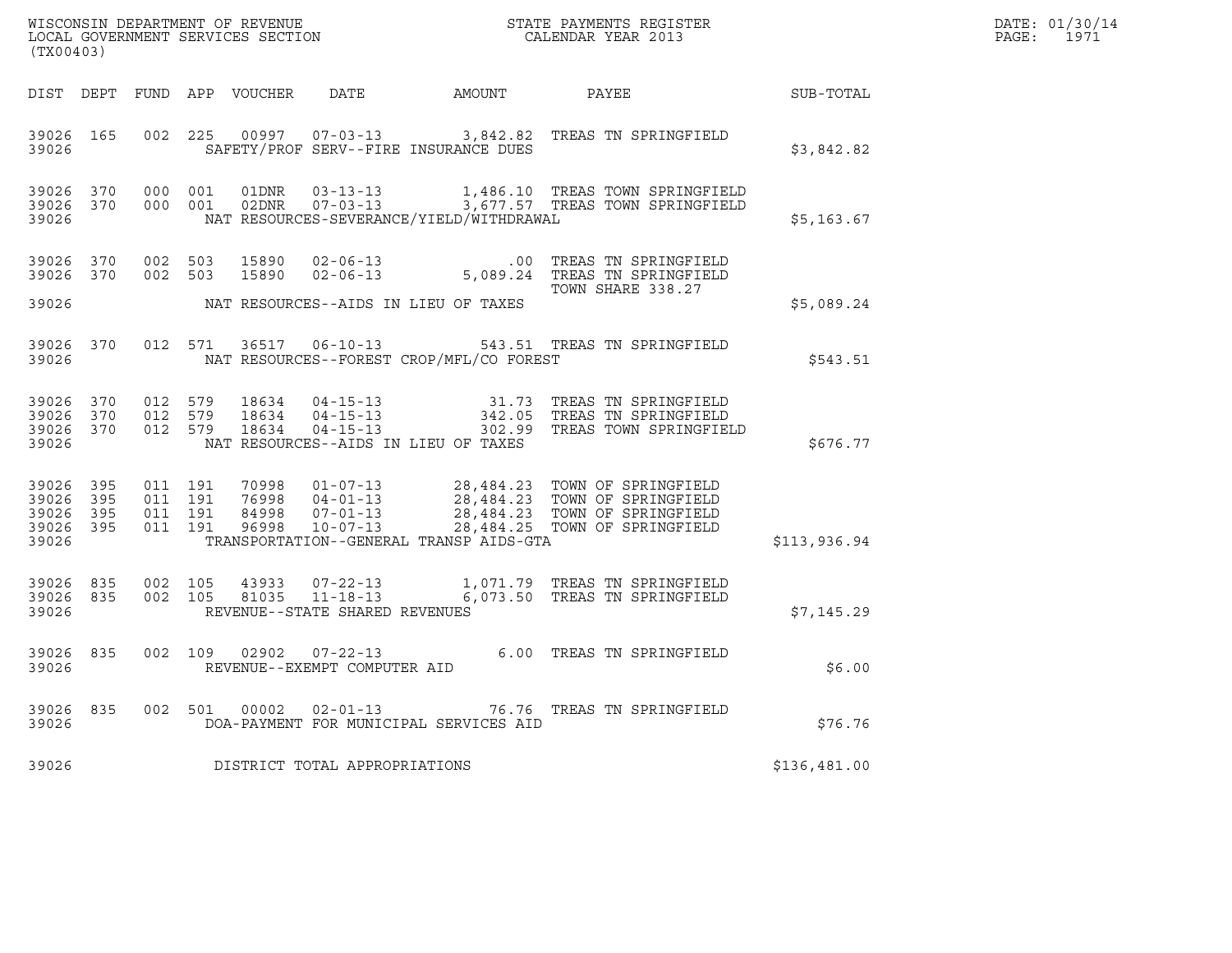WISCONSIN DEPARTMENT OF REVENUE
LOCAL GOVERNMENT SERVICES SECTION
(TX00403)

STATE PAYMENTS REGISTER
CALENDAR YEAR 2013

DATE: 01/30/14

| DIST | DEPT | FUND | APP | VOUCHER | DATE | AMOUNT | PAYEE | SUB-TOTAL |
|---|---|---|---|---|---|---|---|---|
| 39026 | 165 | 002 | 225 | 00997 | 07-03-13 | 3,842.82 | TREAS TN SPRINGFIELD | |
| 39026 | | | | | SAFETY/PROF SERV--FIRE INSURANCE DUES | | | $3,842.82 |
| 39026 | 370 | 000 | 001 | 01DNR | 03-13-13 | 1,486.10 | TREAS TOWN SPRINGFIELD | |
| 39026 | 370 | 000 | 001 | 02DNR | 07-03-13 | 3,677.57 | TREAS TOWN SPRINGFIELD | |
| 39026 | | | | | NAT RESOURCES-SEVERANCE/YIELD/WITHDRAWAL | | | $5,163.67 |
| 39026 | 370 | 002 | 503 | 15890 | 02-06-13 | .00 | TREAS TN SPRINGFIELD | |
| 39026 | 370 | 002 | 503 | 15890 | 02-06-13 | 5,089.24 | TREAS TN SPRINGFIELD TOWN SHARE 338.27 | |
| 39026 | | | | | NAT RESOURCES--AIDS IN LIEU OF TAXES | | | $5,089.24 |
| 39026 | 370 | 012 | 571 | 36517 | 06-10-13 | 543.51 | TREAS TN SPRINGFIELD | |
| 39026 | | | | | NAT RESOURCES--FOREST CROP/MFL/CO FOREST | | | $543.51 |
| 39026 | 370 | 012 | 579 | 18634 | 04-15-13 | 31.73 | TREAS TN SPRINGFIELD | |
| 39026 | 370 | 012 | 579 | 18634 | 04-15-13 | 342.05 | TREAS TN SPRINGFIELD | |
| 39026 | 370 | 012 | 579 | 18634 | 04-15-13 | 302.99 | TREAS TOWN SPRINGFIELD | |
| 39026 | | | | | NAT RESOURCES--AIDS IN LIEU OF TAXES | | | $676.77 |
| 39026 | 395 | 011 | 191 | 70998 | 01-07-13 | 28,484.23 | TOWN OF SPRINGFIELD | |
| 39026 | 395 | 011 | 191 | 76998 | 04-01-13 | 28,484.23 | TOWN OF SPRINGFIELD | |
| 39026 | 395 | 011 | 191 | 84998 | 07-01-13 | 28,484.23 | TOWN OF SPRINGFIELD | |
| 39026 | 395 | 011 | 191 | 96998 | 10-07-13 | 28,484.25 | TOWN OF SPRINGFIELD | |
| 39026 | | | | | TRANSPORTATION--GENERAL TRANSP AIDS-GTA | | | $113,936.94 |
| 39026 | 835 | 002 | 105 | 43933 | 07-22-13 | 1,071.79 | TREAS TN SPRINGFIELD | |
| 39026 | 835 | 002 | 105 | 81035 | 11-18-13 | 6,073.50 | TREAS TN SPRINGFIELD | |
| 39026 | | | | | REVENUE--STATE SHARED REVENUES | | | $7,145.29 |
| 39026 | 835 | 002 | 109 | 02902 | 07-22-13 | 6.00 | TREAS TN SPRINGFIELD | |
| 39026 | | | | | REVENUE--EXEMPT COMPUTER AID | | | $6.00 |
| 39026 | 835 | 002 | 501 | 00002 | 02-01-13 | 76.76 | TREAS TN SPRINGFIELD | |
| 39026 | | | | | DOA-PAYMENT FOR MUNICIPAL SERVICES AID | | | $76.76 |
| 39026 | | | | | DISTRICT TOTAL APPROPRIATIONS | | | $136,481.00 |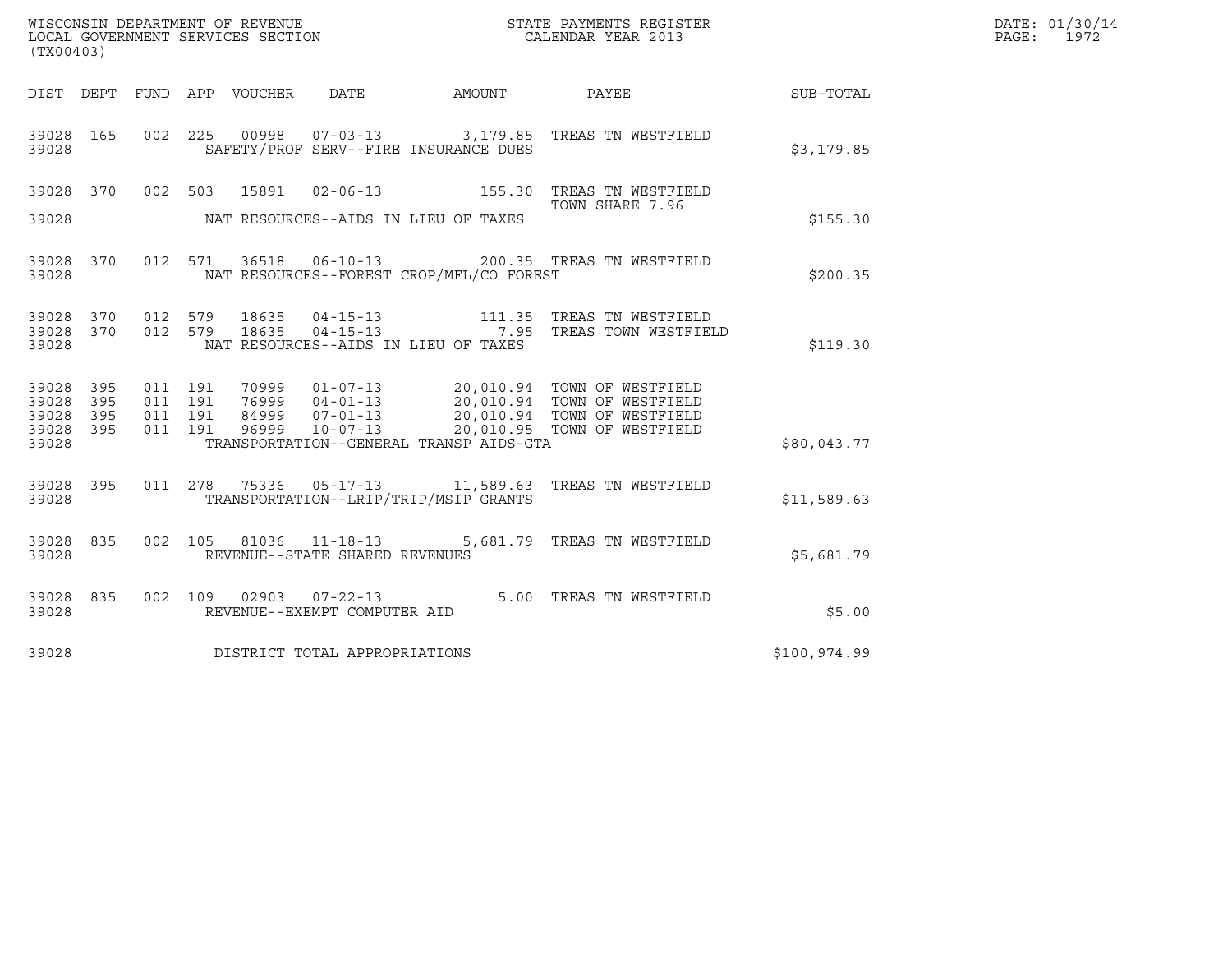WISCONSIN DEPARTMENT OF REVENUE
LOCAL GOVERNMENT SERVICES SECTION
(TX00403)

STATE PAYMENTS REGISTER
CALENDAR YEAR 2013

DATE: 01/30/14
PAGE: 1972

| DIST | DEPT | FUND | APP | VOUCHER | DATE | AMOUNT | PAYEE | SUB-TOTAL |
|---|---|---|---|---|---|---|---|---|
| 39028 | 165 | 002 | 225 | 00998 | 07-03-13 | 3,179.85 | TREAS TN WESTFIELD | |
| 39028 | | | | SAFETY/PROF SERV--FIRE INSURANCE DUES | | | | $3,179.85 |
| 39028 | 370 | 002 | 503 | 15891 | 02-06-13 | 155.30 | TREAS TN WESTFIELD TOWN SHARE 7.96 | |
| 39028 | | | | NAT RESOURCES--AIDS IN LIEU OF TAXES | | | | $155.30 |
| 39028 | 370 | 012 | 571 | 36518 | 06-10-13 | 200.35 | TREAS TN WESTFIELD | |
| 39028 | | | | NAT RESOURCES--FOREST CROP/MFL/CO FOREST | | | | $200.35 |
| 39028 | 370 | 012 | 579 | 18635 | 04-15-13 | 111.35 | TREAS TN WESTFIELD | |
| 39028 | 370 | 012 | 579 | 18635 | 04-15-13 | 7.95 | TREAS TOWN WESTFIELD | |
| 39028 | | | | NAT RESOURCES--AIDS IN LIEU OF TAXES | | | | $119.30 |
| 39028 | 395 | 011 | 191 | 70999 | 01-07-13 | 20,010.94 | TOWN OF WESTFIELD | |
| 39028 | 395 | 011 | 191 | 76999 | 04-01-13 | 20,010.94 | TOWN OF WESTFIELD | |
| 39028 | 395 | 011 | 191 | 84999 | 07-01-13 | 20,010.94 | TOWN OF WESTFIELD | |
| 39028 | 395 | 011 | 191 | 96999 | 10-07-13 | 20,010.95 | TOWN OF WESTFIELD | |
| 39028 | | | | TRANSPORTATION--GENERAL TRANSP AIDS-GTA | | | | $80,043.77 |
| 39028 | 395 | 011 | 278 | 75336 | 05-17-13 | 11,589.63 | TREAS TN WESTFIELD | |
| 39028 | | | | TRANSPORTATION--LRIP/TRIP/MSIP GRANTS | | | | $11,589.63 |
| 39028 | 835 | 002 | 105 | 81036 | 11-18-13 | 5,681.79 | TREAS TN WESTFIELD | |
| 39028 | | | | REVENUE--STATE SHARED REVENUES | | | | $5,681.79 |
| 39028 | 835 | 002 | 109 | 02903 | 07-22-13 | 5.00 | TREAS TN WESTFIELD | |
| 39028 | | | | REVENUE--EXEMPT COMPUTER AID | | | | $5.00 |
| 39028 | | | | DISTRICT TOTAL APPROPRIATIONS | | | | $100,974.99 |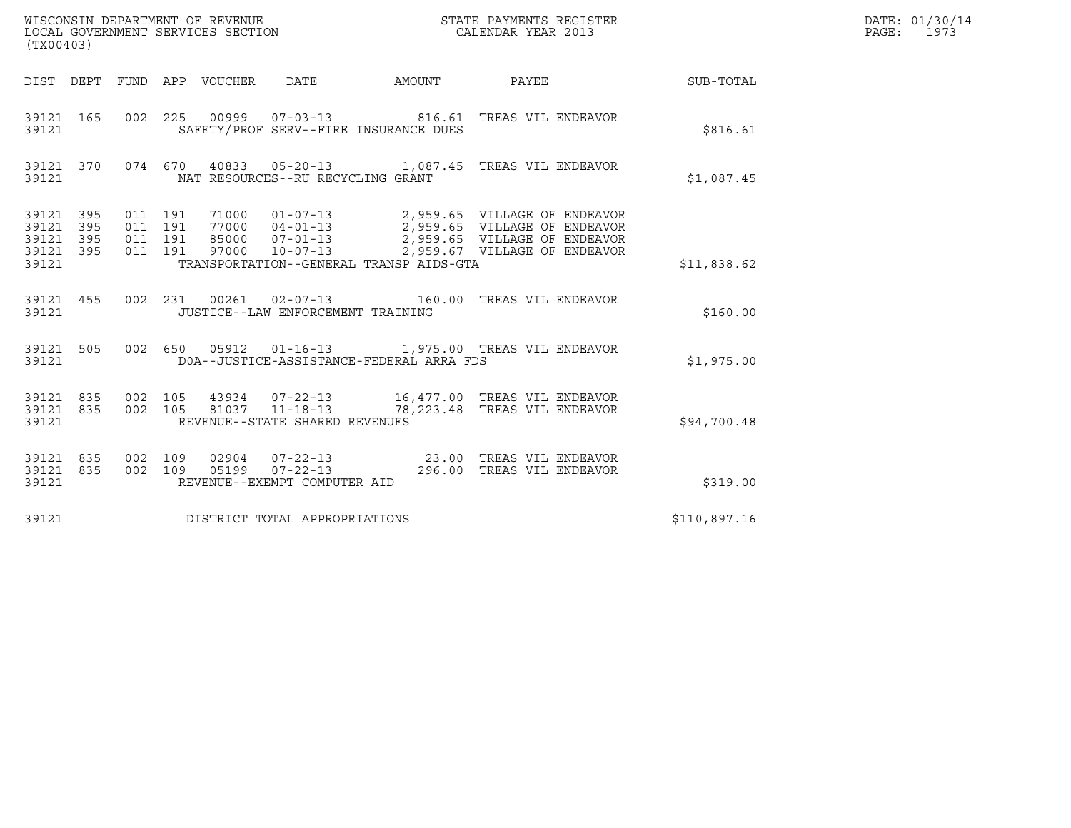WISCONSIN DEPARTMENT OF REVENUE
LOCAL GOVERNMENT SERVICES SECTION
(TX00403)

STATE PAYMENTS REGISTER
CALENDAR YEAR 2013

DATE: 01/30/14
PAGE: 1973

| DIST | DEPT | FUND | APP | VOUCHER | DATE | AMOUNT | PAYEE | SUB-TOTAL |
|---|---|---|---|---|---|---|---|---|
| 39121 | 165 | 002 | 225 | 00999 | 07-03-13 | 816.61 | TREAS VIL ENDEAVOR | |
| 39121 | | | | SAFETY/PROF SERV--FIRE INSURANCE DUES | | | | $816.61 |
| 39121 | 370 | 074 | 670 | 40833 | 05-20-13 | 1,087.45 | TREAS VIL ENDEAVOR | |
| 39121 | | | | NAT RESOURCES--RU RECYCLING GRANT | | | | $1,087.45 |
| 39121 | 395 | 011 | 191 | 71000 | 01-07-13 | 2,959.65 | VILLAGE OF ENDEAVOR | |
| 39121 | 395 | 011 | 191 | 77000 | 04-01-13 | 2,959.65 | VILLAGE OF ENDEAVOR | |
| 39121 | 395 | 011 | 191 | 85000 | 07-01-13 | 2,959.65 | VILLAGE OF ENDEAVOR | |
| 39121 | 395 | 011 | 191 | 97000 | 10-07-13 | 2,959.67 | VILLAGE OF ENDEAVOR | |
| 39121 | | | | TRANSPORTATION--GENERAL TRANSP AIDS-GTA | | | | $11,838.62 |
| 39121 | 455 | 002 | 231 | 00261 | 02-07-13 | 160.00 | TREAS VIL ENDEAVOR | |
| 39121 | | | | JUSTICE--LAW ENFORCEMENT TRAINING | | | | $160.00 |
| 39121 | 505 | 002 | 650 | 05912 | 01-16-13 | 1,975.00 | TREAS VIL ENDEAVOR | |
| 39121 | | | | DOA--JUSTICE-ASSISTANCE-FEDERAL ARRA FDS | | | | $1,975.00 |
| 39121 | 835 | 002 | 105 | 43934 | 07-22-13 | 16,477.00 | TREAS VIL ENDEAVOR | |
| 39121 | 835 | 002 | 105 | 81037 | 11-18-13 | 78,223.48 | TREAS VIL ENDEAVOR | |
| 39121 | | | | REVENUE--STATE SHARED REVENUES | | | | $94,700.48 |
| 39121 | 835 | 002 | 109 | 02904 | 07-22-13 | 23.00 | TREAS VIL ENDEAVOR | |
| 39121 | 835 | 002 | 109 | 05199 | 07-22-13 | 296.00 | TREAS VIL ENDEAVOR | |
| 39121 | | | | REVENUE--EXEMPT COMPUTER AID | | | | $319.00 |
| 39121 | | | | DISTRICT TOTAL APPROPRIATIONS | | | | $110,897.16 |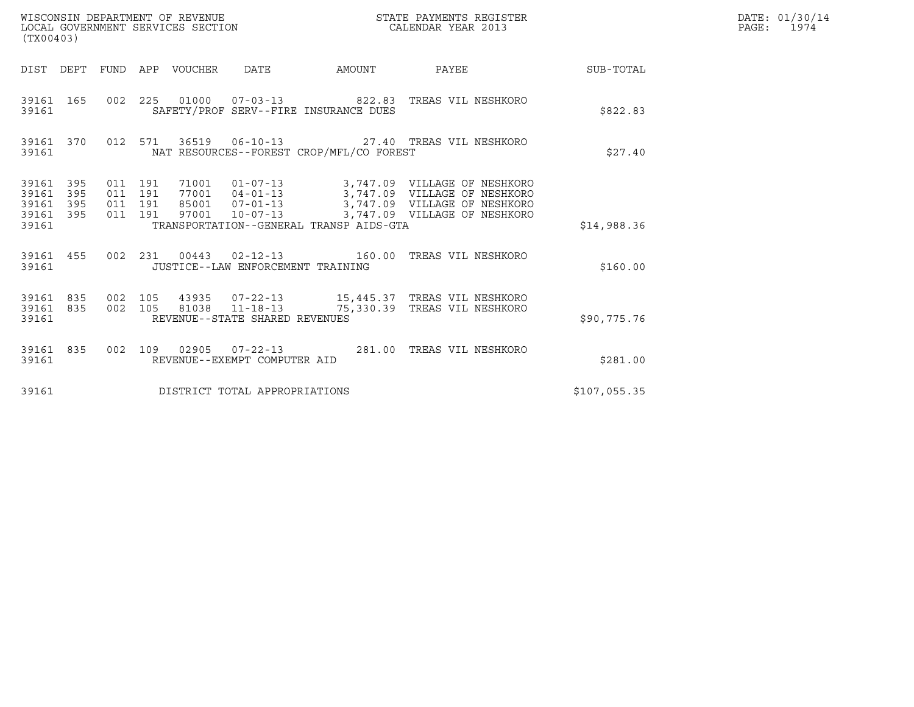WISCONSIN DEPARTMENT OF REVENUE
LOCAL GOVERNMENT SERVICES SECTION
(TX00403)

STATE PAYMENTS REGISTER
CALENDAR YEAR 2013

DATE: 01/30/14
PAGE: 1974

| DIST | DEPT | FUND | APP | VOUCHER | DATE | AMOUNT | PAYEE | SUB-TOTAL |
|---|---|---|---|---|---|---|---|---|
| 39161 | 165 | 002 | 225 | 01000 | 07-03-13 | 822.83 | TREAS VIL NESHKORO | |
| 39161 | | | | SAFETY/PROF SERV--FIRE INSURANCE DUES | | | | $822.83 |
| 39161 | 370 | 012 | 571 | 36519 | 06-10-13 | 27.40 | TREAS VIL NESHKORO | |
| 39161 | | | | NAT RESOURCES--FOREST CROP/MFL/CO FOREST | | | | $27.40 |
| 39161 | 395 | 011 | 191 | 71001 | 01-07-13 | 3,747.09 | VILLAGE OF NESHKORO | |
| 39161 | 395 | 011 | 191 | 77001 | 04-01-13 | 3,747.09 | VILLAGE OF NESHKORO | |
| 39161 | 395 | 011 | 191 | 85001 | 07-01-13 | 3,747.09 | VILLAGE OF NESHKORO | |
| 39161 | 395 | 011 | 191 | 97001 | 10-07-13 | 3,747.09 | VILLAGE OF NESHKORO | |
| 39161 | | | | TRANSPORTATION--GENERAL TRANSP AIDS-GTA | | | | $14,988.36 |
| 39161 | 455 | 002 | 231 | 00443 | 02-12-13 | 160.00 | TREAS VIL NESHKORO | |
| 39161 | | | | JUSTICE--LAW ENFORCEMENT TRAINING | | | | $160.00 |
| 39161 | 835 | 002 | 105 | 43935 | 07-22-13 | 15,445.37 | TREAS VIL NESHKORO | |
| 39161 | 835 | 002 | 105 | 81038 | 11-18-13 | 75,330.39 | TREAS VIL NESHKORO | |
| 39161 | | | | REVENUE--STATE SHARED REVENUES | | | | $90,775.76 |
| 39161 | 835 | 002 | 109 | 02905 | 07-22-13 | 281.00 | TREAS VIL NESHKORO | |
| 39161 | | | | REVENUE--EXEMPT COMPUTER AID | | | | $281.00 |
| 39161 | | | | DISTRICT TOTAL APPROPRIATIONS | | | | $107,055.35 |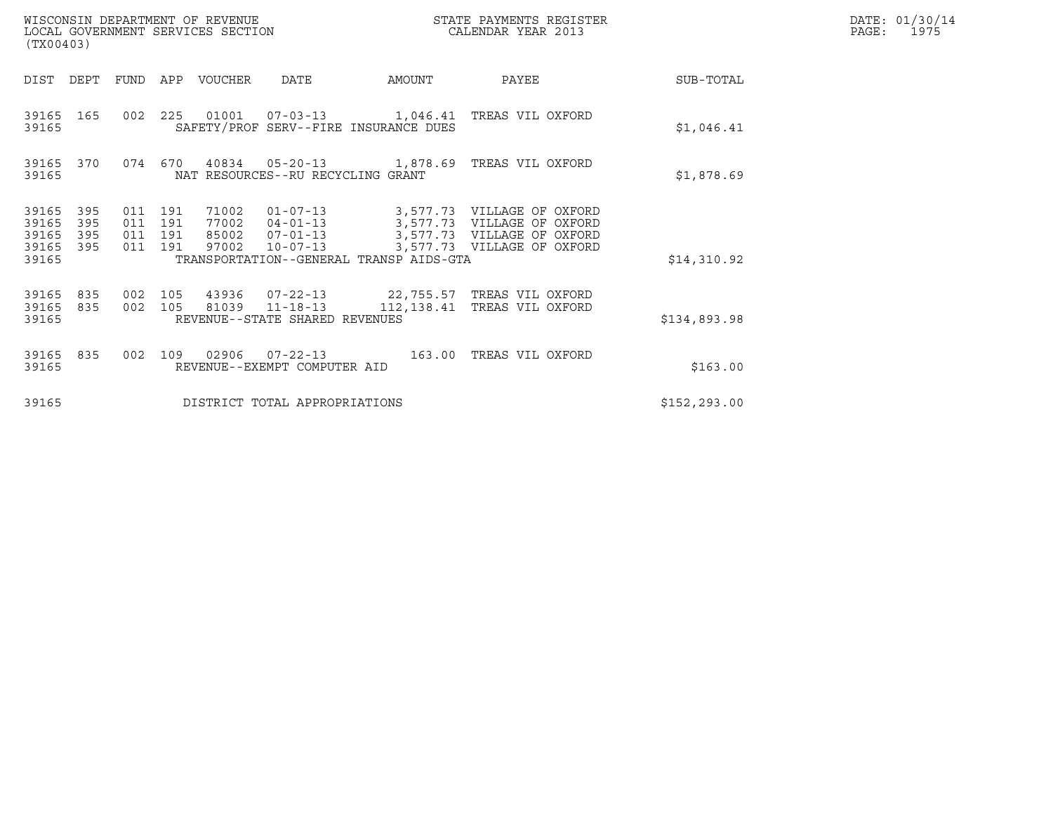WISCONSIN DEPARTMENT OF REVENUE
LOCAL GOVERNMENT SERVICES SECTION
(TX00403)

STATE PAYMENTS REGISTER
CALENDAR YEAR 2013

DATE: 01/30/14
PAGE: 1975

| DIST | DEPT | FUND | APP | VOUCHER | DATE | AMOUNT | PAYEE | SUB-TOTAL |
|---|---|---|---|---|---|---|---|---|
| 39165 | 165 | 002 | 225 | 01001 | 07-03-13 | 1,046.41 | TREAS VIL OXFORD | |
| 39165 | | | | SAFETY/PROF SERV--FIRE INSURANCE DUES | | | | $1,046.41 |
| 39165 | 370 | 074 | 670 | 40834 | 05-20-13 | 1,878.69 | TREAS VIL OXFORD | |
| 39165 | | | | NAT RESOURCES--RU RECYCLING GRANT | | | | $1,878.69 |
| 39165 | 395 | 011 | 191 | 71002 | 01-07-13 | 3,577.73 | VILLAGE OF OXFORD | |
| 39165 | 395 | 011 | 191 | 77002 | 04-01-13 | 3,577.73 | VILLAGE OF OXFORD | |
| 39165 | 395 | 011 | 191 | 85002 | 07-01-13 | 3,577.73 | VILLAGE OF OXFORD | |
| 39165 | 395 | 011 | 191 | 97002 | 10-07-13 | 3,577.73 | VILLAGE OF OXFORD | |
| 39165 | | | | TRANSPORTATION--GENERAL TRANSP AIDS-GTA | | | | $14,310.92 |
| 39165 | 835 | 002 | 105 | 43936 | 07-22-13 | 22,755.57 | TREAS VIL OXFORD | |
| 39165 | 835 | 002 | 105 | 81039 | 11-18-13 | 112,138.41 | TREAS VIL OXFORD | |
| 39165 | | | | REVENUE--STATE SHARED REVENUES | | | | $134,893.98 |
| 39165 | 835 | 002 | 109 | 02906 | 07-22-13 | 163.00 | TREAS VIL OXFORD | |
| 39165 | | | | REVENUE--EXEMPT COMPUTER AID | | | | $163.00 |
| 39165 | | | | DISTRICT TOTAL APPROPRIATIONS | | | | $152,293.00 |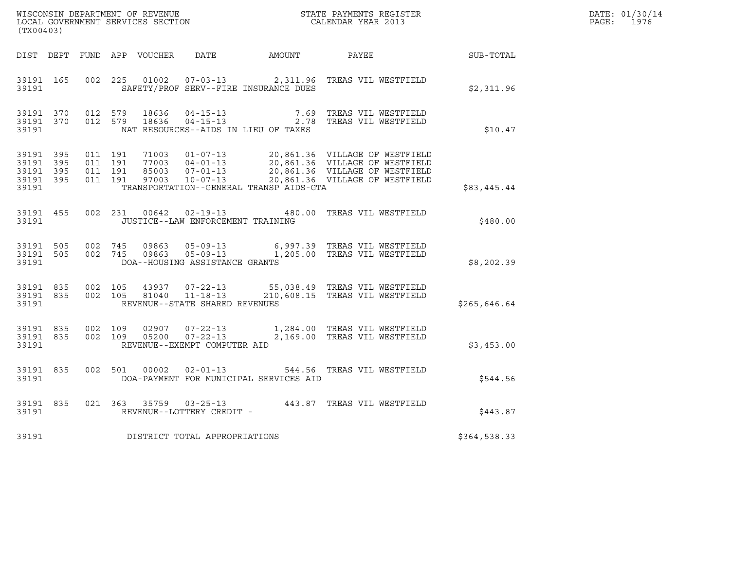WISCONSIN DEPARTMENT OF REVENUE
LOCAL GOVERNMENT SERVICES SECTION
(TX00403)

STATE PAYMENTS REGISTER
CALENDAR YEAR 2013

DATE: 01/30/14
PAGE: 1976

| DIST | DEPT | FUND | APP | VOUCHER | DATE | AMOUNT | PAYEE | SUB-TOTAL |
|---|---|---|---|---|---|---|---|---|
| 39191 | 165 | 002 | 225 | 01002 | 07-03-13 | 2,311.96 | TREAS VIL WESTFIELD | |
| 39191 | | | | SAFETY/PROF SERV--FIRE INSURANCE DUES | | | | $2,311.96 |
| 39191 | 370 | 012 | 579 | 18636 | 04-15-13 | 7.69 | TREAS VIL WESTFIELD | |
| 39191 | 370 | 012 | 579 | 18636 | 04-15-13 | 2.78 | TREAS VIL WESTFIELD | |
| 39191 | | | | NAT RESOURCES--AIDS IN LIEU OF TAXES | | | | $10.47 |
| 39191 | 395 | 011 | 191 | 71003 | 01-07-13 | 20,861.36 | VILLAGE OF WESTFIELD | |
| 39191 | 395 | 011 | 191 | 77003 | 04-01-13 | 20,861.36 | VILLAGE OF WESTFIELD | |
| 39191 | 395 | 011 | 191 | 85003 | 07-01-13 | 20,861.36 | VILLAGE OF WESTFIELD | |
| 39191 | 395 | 011 | 191 | 97003 | 10-07-13 | 20,861.36 | VILLAGE OF WESTFIELD | |
| 39191 | | | | TRANSPORTATION--GENERAL TRANSP AIDS-GTA | | | | $83,445.44 |
| 39191 | 455 | 002 | 231 | 00642 | 02-19-13 | 480.00 | TREAS VIL WESTFIELD | |
| 39191 | | | | JUSTICE--LAW ENFORCEMENT TRAINING | | | | $480.00 |
| 39191 | 505 | 002 | 745 | 09863 | 05-09-13 | 6,997.39 | TREAS VIL WESTFIELD | |
| 39191 | 505 | 002 | 745 | 09863 | 05-09-13 | 1,205.00 | TREAS VIL WESTFIELD | |
| 39191 | | | | DOA--HOUSING ASSISTANCE GRANTS | | | | $8,202.39 |
| 39191 | 835 | 002 | 105 | 43937 | 07-22-13 | 55,038.49 | TREAS VIL WESTFIELD | |
| 39191 | 835 | 002 | 105 | 81040 | 11-18-13 | 210,608.15 | TREAS VIL WESTFIELD | |
| 39191 | | | | REVENUE--STATE SHARED REVENUES | | | | $265,646.64 |
| 39191 | 835 | 002 | 109 | 02907 | 07-22-13 | 1,284.00 | TREAS VIL WESTFIELD | |
| 39191 | 835 | 002 | 109 | 05200 | 07-22-13 | 2,169.00 | TREAS VIL WESTFIELD | |
| 39191 | | | | REVENUE--EXEMPT COMPUTER AID | | | | $3,453.00 |
| 39191 | 835 | 002 | 501 | 00002 | 02-01-13 | 544.56 | TREAS VIL WESTFIELD | |
| 39191 | | | | DOA-PAYMENT FOR MUNICIPAL SERVICES AID | | | | $544.56 |
| 39191 | 835 | 021 | 363 | 35759 | 03-25-13 | 443.87 | TREAS VIL WESTFIELD | |
| 39191 | | | | REVENUE--LOTTERY CREDIT - | | | | $443.87 |
| 39191 | | | | DISTRICT TOTAL APPROPRIATIONS | | | | $364,538.33 |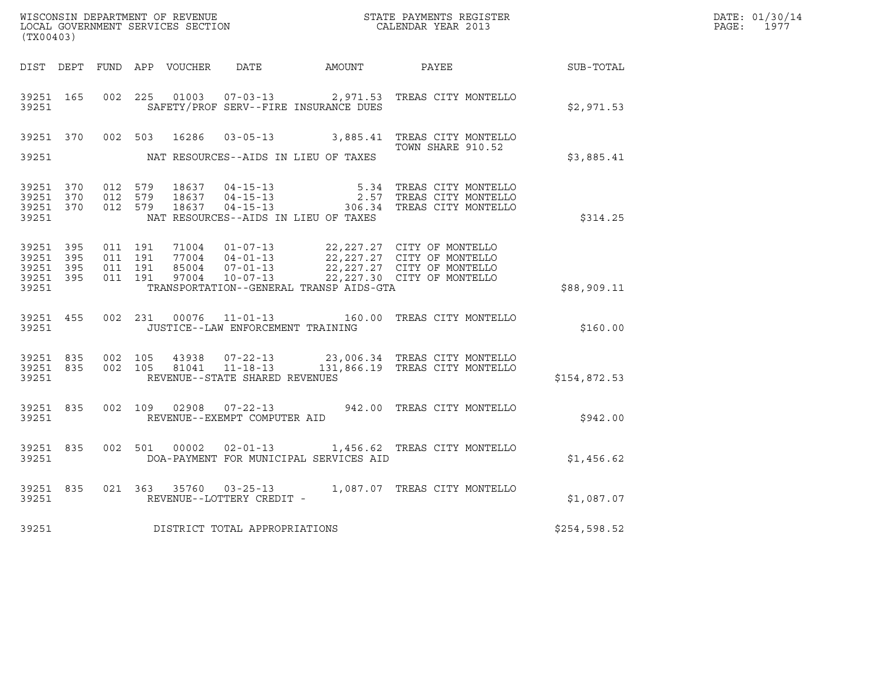WISCONSIN DEPARTMENT OF REVENUE
LOCAL GOVERNMENT SERVICES SECTION
(TX00403)

STATE PAYMENTS REGISTER
CALENDAR YEAR 2013

DATE: 01/30/14
PAGE: 1977

| DIST | DEPT | FUND | APP | VOUCHER | DATE | AMOUNT | PAYEE | SUB-TOTAL |
|---|---|---|---|---|---|---|---|---|
| 39251 | 165 | 002 | 225 | 01003 | 07-03-13 | 2,971.53 | TREAS CITY MONTELLO | |
| 39251 | | | | SAFETY/PROF SERV--FIRE INSURANCE DUES | | | | $2,971.53 |
| 39251 | 370 | 002 | 503 | 16286 | 03-05-13 | 3,885.41 | TREAS CITY MONTELLO TOWN SHARE 910.52 | |
| 39251 | | | | NAT RESOURCES--AIDS IN LIEU OF TAXES | | | | $3,885.41 |
| 39251 | 370 | 012 | 579 | 18637 | 04-15-13 | 5.34 | TREAS CITY MONTELLO | |
| 39251 | 370 | 012 | 579 | 18637 | 04-15-13 | 2.57 | TREAS CITY MONTELLO | |
| 39251 | 370 | 012 | 579 | 18637 | 04-15-13 | 306.34 | TREAS CITY MONTELLO | |
| 39251 | | | | NAT RESOURCES--AIDS IN LIEU OF TAXES | | | | $314.25 |
| 39251 | 395 | 011 | 191 | 71004 | 01-07-13 | 22,227.27 | CITY OF MONTELLO | |
| 39251 | 395 | 011 | 191 | 77004 | 04-01-13 | 22,227.27 | CITY OF MONTELLO | |
| 39251 | 395 | 011 | 191 | 85004 | 07-01-13 | 22,227.27 | CITY OF MONTELLO | |
| 39251 | 395 | 011 | 191 | 97004 | 10-07-13 | 22,227.30 | CITY OF MONTELLO | |
| 39251 | | | | TRANSPORTATION--GENERAL TRANSP AIDS-GTA | | | | $88,909.11 |
| 39251 | 455 | 002 | 231 | 00076 | 11-01-13 | 160.00 | TREAS CITY MONTELLO | |
| 39251 | | | | JUSTICE--LAW ENFORCEMENT TRAINING | | | | $160.00 |
| 39251 | 835 | 002 | 105 | 43938 | 07-22-13 | 23,006.34 | TREAS CITY MONTELLO | |
| 39251 | 835 | 002 | 105 | 81041 | 11-18-13 | 131,866.19 | TREAS CITY MONTELLO | |
| 39251 | | | | REVENUE--STATE SHARED REVENUES | | | | $154,872.53 |
| 39251 | 835 | 002 | 109 | 02908 | 07-22-13 | 942.00 | TREAS CITY MONTELLO | |
| 39251 | | | | REVENUE--EXEMPT COMPUTER AID | | | | $942.00 |
| 39251 | 835 | 002 | 501 | 00002 | 02-01-13 | 1,456.62 | TREAS CITY MONTELLO | |
| 39251 | | | | DOA-PAYMENT FOR MUNICIPAL SERVICES AID | | | | $1,456.62 |
| 39251 | 835 | 021 | 363 | 35760 | 03-25-13 | 1,087.07 | TREAS CITY MONTELLO | |
| 39251 | | | | REVENUE--LOTTERY CREDIT - | | | | $1,087.07 |
| 39251 | | | | DISTRICT TOTAL APPROPRIATIONS | | | | $254,598.52 |